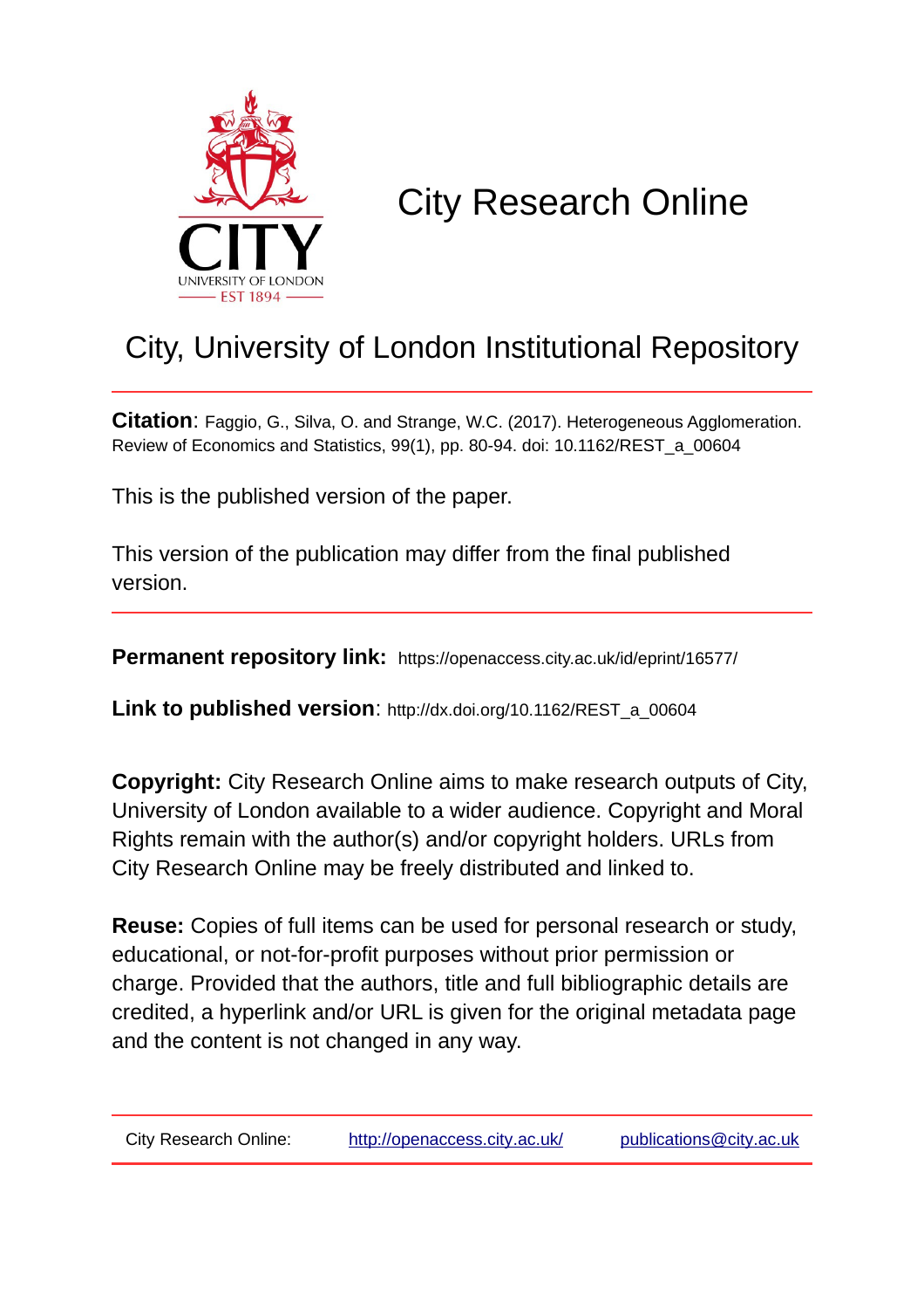# City Research Online

## City, University of London Institutional Repository

**Citation**: Faggio, G., Silva, O. and Strange, W.C. (2017). Heterogeneous Agglomeration. Review of Economics and Statistics, 99(1), pp. 80-94. doi: 10.1162/REST_a_00604

This is the published version of the paper.

This version of the publication may differ from the final published version.

**Permanent repository link:** https://openaccess.city.ac.uk/id/eprint/16577/

**Link to published version**: http://dx.doi.org/10.1162/REST_a_00604

**Copyright:** City Research Online aims to make research outputs of City, University of London available to a wider audience. Copyright and Moral Rights remain with the author(s) and/or copyright holders. URLs from City Research Online may be freely distributed and linked to.

**Reuse:** Copies of full items can be used for personal research or study, educational, or not-for-profit purposes without prior permission or charge. Provided that the authors, title and full bibliographic details are credited, a hyperlink and/or URL is given for the original metadata page and the content is not changed in any way.

City Research Online: http://openaccess.city.ac.uk/ publications@city.ac.uk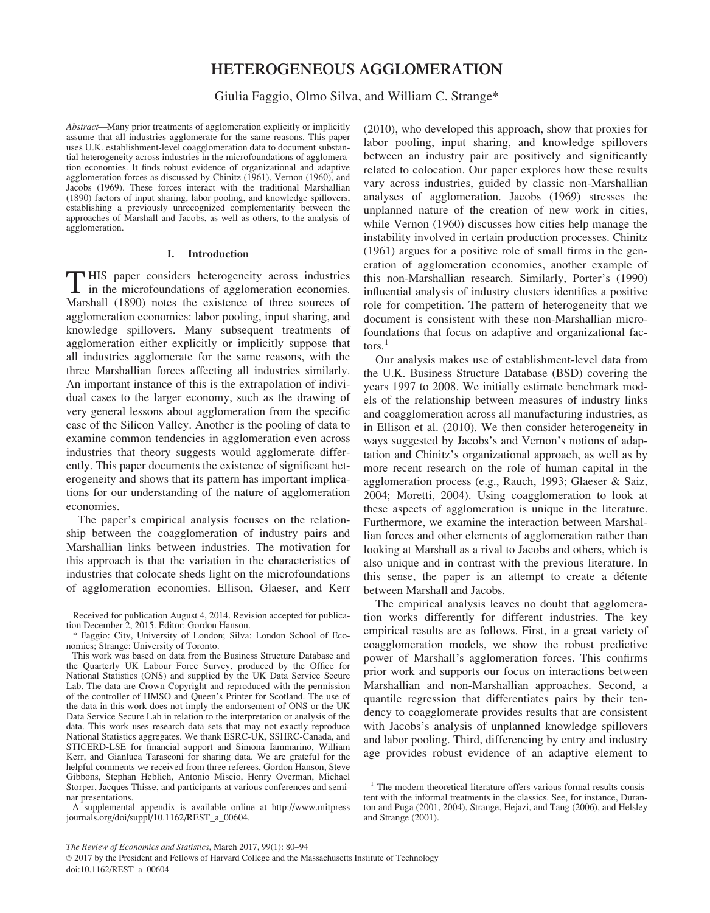# HETEROGENEOUS AGGLOMERATION

Giulia Faggio, Olmo Silva, and William C. Strange*

*Abstract*—Many prior treatments of agglomeration explicitly or implicitly assume that all industries agglomerate for the same reasons. This paper uses U.K. establishment-level coagglomeration data to document substantial heterogeneity across industries in the microfoundations of agglomeration economies. It finds robust evidence of organizational and adaptive agglomeration forces as discussed by Chinitz (1961), Vernon (1960), and Jacobs (1969). These forces interact with the traditional Marshallian (1890) factors of input sharing, labor pooling, and knowledge spillovers, establishing a previously unrecognized complementarity between the approaches of Marshall and Jacobs, as well as others, to the analysis of agglomeration.

## I. Introduction

THIS paper considers heterogeneity across industries in the microfoundations of agglomeration economies. Marshall (1890) notes the existence of three sources of agglomeration economies: labor pooling, input sharing, and knowledge spillovers. Many subsequent treatments of agglomeration either explicitly or implicitly suppose that all industries agglomerate for the same reasons, with the three Marshallian forces affecting all industries similarly. An important instance of this is the extrapolation of individual cases to the larger economy, such as the drawing of very general lessons about agglomeration from the specific case of the Silicon Valley. Another is the pooling of data to examine common tendencies in agglomeration even across industries that theory suggests would agglomerate differently. This paper documents the existence of significant heterogeneity and shows that its pattern has important implications for our understanding of the nature of agglomeration economies.

The paper's empirical analysis focuses on the relationship between the coagglomeration of industry pairs and Marshallian links between industries. The motivation for this approach is that the variation in the characteristics of industries that colocate sheds light on the microfoundations of agglomeration economies. Ellison, Glaeser, and Kerr (2010), who developed this approach, show that proxies for labor pooling, input sharing, and knowledge spillovers between an industry pair are positively and significantly related to colocation. Our paper explores how these results vary across industries, guided by classic non-Marshallian analyses of agglomeration. Jacobs (1969) stresses the unplanned nature of the creation of new work in cities, while Vernon (1960) discusses how cities help manage the instability involved in certain production processes. Chinitz (1961) argues for a positive role of small firms in the generation of agglomeration economies, another example of this non-Marshallian research. Similarly, Porter's (1990) influential analysis of industry clusters identifies a positive role for competition. The pattern of heterogeneity that we document is consistent with these non-Marshallian microfoundations that focus on adaptive and organizational factors.[1]

Our analysis makes use of establishment-level data from the U.K. Business Structure Database (BSD) covering the years 1997 to 2008. We initially estimate benchmark models of the relationship between measures of industry links and coagglomeration across all manufacturing industries, as in Ellison et al. (2010). We then consider heterogeneity in ways suggested by Jacobs's and Vernon's notions of adaptation and Chinitz's organizational approach, as well as by more recent research on the role of human capital in the agglomeration process (e.g., Rauch, 1993; Glaeser & Saiz, 2004; Moretti, 2004). Using coagglomeration to look at these aspects of agglomeration is unique in the literature. Furthermore, we examine the interaction between Marshallian forces and other elements of agglomeration rather than looking at Marshall as a rival to Jacobs and others, which is also unique and in contrast with the previous literature. In this sense, the paper is an attempt to create a détente between Marshall and Jacobs.

The empirical analysis leaves no doubt that agglomeration works differently for different industries. The key empirical results are as follows. First, in a great variety of coagglomeration models, we show the robust predictive power of Marshall's agglomeration forces. This confirms prior work and supports our focus on interactions between Marshallian and non-Marshallian approaches. Second, a quantile regression that differentiates pairs by their tendency to coagglomerate provides results that are consistent with Jacobs's analysis of unplanned knowledge spillovers and labor pooling. Third, differencing by entry and industry age provides robust evidence of an adaptive element to

Received for publication August 4, 2014. Revision accepted for publication December 2, 2015. Editor: Gordon Hanson.

\* Faggio: City, University of London; Silva: London School of Economics; Strange: University of Toronto.

This work was based on data from the Business Structure Database and the Quarterly UK Labour Force Survey, produced by the Office for National Statistics (ONS) and supplied by the UK Data Service Secure Lab. The data are Crown Copyright and reproduced with the permission of the controller of HMSO and Queen's Printer for Scotland. The use of the data in this work does not imply the endorsement of ONS or the UK Data Service Secure Lab in relation to the interpretation or analysis of the data. This work uses research data sets that may not exactly reproduce National Statistics aggregates. We thank ESRC-UK, SSHRC-Canada, and STICERD-LSE for financial support and Simona Iammarino, William Kerr, and Gianluca Tarasconi for sharing data. We are grateful for the helpful comments we received from three referees, Gordon Hanson, Steve Gibbons, Stephan Heblich, Antonio Miscio, Henry Overman, Michael Storper, Jacques Thisse, and participants at various conferences and seminar presentations.

A supplemental appendix is available online at http://www.mitpressjournals.org/doi/suppl/10.1162/REST_a_00604.

[1] The modern theoretical literature offers various formal results consistent with the informal treatments in the classics. See, for instance, Duranton and Puga (2001, 2004), Strange, Hejazi, and Tang (2006), and Helsley and Strange (2001).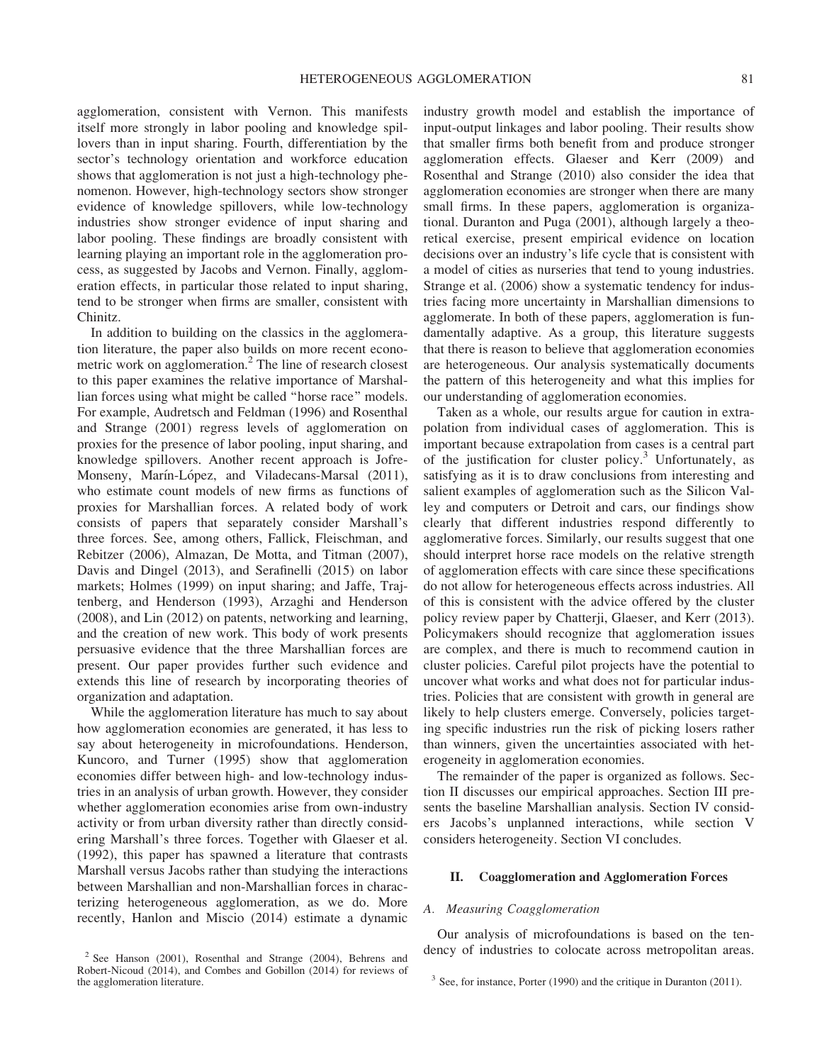agglomeration, consistent with Vernon. This manifests itself more strongly in labor pooling and knowledge spillovers than in input sharing. Fourth, differentiation by the sector's technology orientation and workforce education shows that agglomeration is not just a high-technology phenomenon. However, high-technology sectors show stronger evidence of knowledge spillovers, while low-technology industries show stronger evidence of input sharing and labor pooling. These findings are broadly consistent with learning playing an important role in the agglomeration process, as suggested by Jacobs and Vernon. Finally, agglomeration effects, in particular those related to input sharing, tend to be stronger when firms are smaller, consistent with Chinitz.

In addition to building on the classics in the agglomeration literature, the paper also builds on more recent econometric work on agglomeration.[2] The line of research closest to this paper examines the relative importance of Marshallian forces using what might be called "horse race" models. For example, Audretsch and Feldman (1996) and Rosenthal and Strange (2001) regress levels of agglomeration on proxies for the presence of labor pooling, input sharing, and knowledge spillovers. Another recent approach is Jofre-Monseny, Marín-López, and Viladecans-Marsal (2011), who estimate count models of new firms as functions of proxies for Marshallian forces. A related body of work consists of papers that separately consider Marshall's three forces. See, among others, Fallick, Fleischman, and Rebitzer (2006), Almazan, De Motta, and Titman (2007), Davis and Dingel (2013), and Serafinelli (2015) on labor markets; Holmes (1999) on input sharing; and Jaffe, Trajtenberg, and Henderson (1993), Arzaghi and Henderson (2008), and Lin (2012) on patents, networking and learning, and the creation of new work. This body of work presents persuasive evidence that the three Marshallian forces are present. Our paper provides further such evidence and extends this line of research by incorporating theories of organization and adaptation.

While the agglomeration literature has much to say about how agglomeration economies are generated, it has less to say about heterogeneity in microfoundations. Henderson, Kuncoro, and Turner (1995) show that agglomeration economies differ between high- and low-technology industries in an analysis of urban growth. However, they consider whether agglomeration economies arise from own-industry activity or from urban diversity rather than directly considering Marshall's three forces. Together with Glaeser et al. (1992), this paper has spawned a literature that contrasts Marshall versus Jacobs rather than studying the interactions between Marshallian and non-Marshallian forces in characterizing heterogeneous agglomeration, as we do. More recently, Hanlon and Miscio (2014) estimate a dynamic industry growth model and establish the importance of input-output linkages and labor pooling. Their results show that smaller firms both benefit from and produce stronger agglomeration effects. Glaeser and Kerr (2009) and Rosenthal and Strange (2010) also consider the idea that agglomeration economies are stronger when there are many small firms. In these papers, agglomeration is organizational. Duranton and Puga (2001), although largely a theoretical exercise, present empirical evidence on location decisions over an industry's life cycle that is consistent with a model of cities as nurseries that tend to young industries. Strange et al. (2006) show a systematic tendency for industries facing more uncertainty in Marshallian dimensions to agglomerate. In both of these papers, agglomeration is fundamentally adaptive. As a group, this literature suggests that there is reason to believe that agglomeration economies are heterogeneous. Our analysis systematically documents the pattern of this heterogeneity and what this implies for our understanding of agglomeration economies.

Taken as a whole, our results argue for caution in extrapolation from individual cases of agglomeration. This is important because extrapolation from cases is a central part of the justification for cluster policy.[3] Unfortunately, as satisfying as it is to draw conclusions from interesting and salient examples of agglomeration such as the Silicon Valley and computers or Detroit and cars, our findings show clearly that different industries respond differently to agglomerative forces. Similarly, our results suggest that one should interpret horse race models on the relative strength of agglomeration effects with care since these specifications do not allow for heterogeneous effects across industries. All of this is consistent with the advice offered by the cluster policy review paper by Chatterji, Glaeser, and Kerr (2013). Policymakers should recognize that agglomeration issues are complex, and there is much to recommend caution in cluster policies. Careful pilot projects have the potential to uncover what works and what does not for particular industries. Policies that are consistent with growth in general are likely to help clusters emerge. Conversely, policies targeting specific industries run the risk of picking losers rather than winners, given the uncertainties associated with heterogeneity in agglomeration economies.

The remainder of the paper is organized as follows. Section II discusses our empirical approaches. Section III presents the baseline Marshallian analysis. Section IV considers Jacobs's unplanned interactions, while section V considers heterogeneity. Section VI concludes.

## II. Coagglomeration and Agglomeration Forces

### A. Measuring Coagglomeration

Our analysis of microfoundations is based on the tendency of industries to colocate across metropolitan areas.

[2] See Hanson (2001), Rosenthal and Strange (2004), Behrens and Robert-Nicoud (2014), and Combes and Gobillon (2014) for reviews of the agglomeration literature.

[3] See, for instance, Porter (1990) and the critique in Duranton (2011).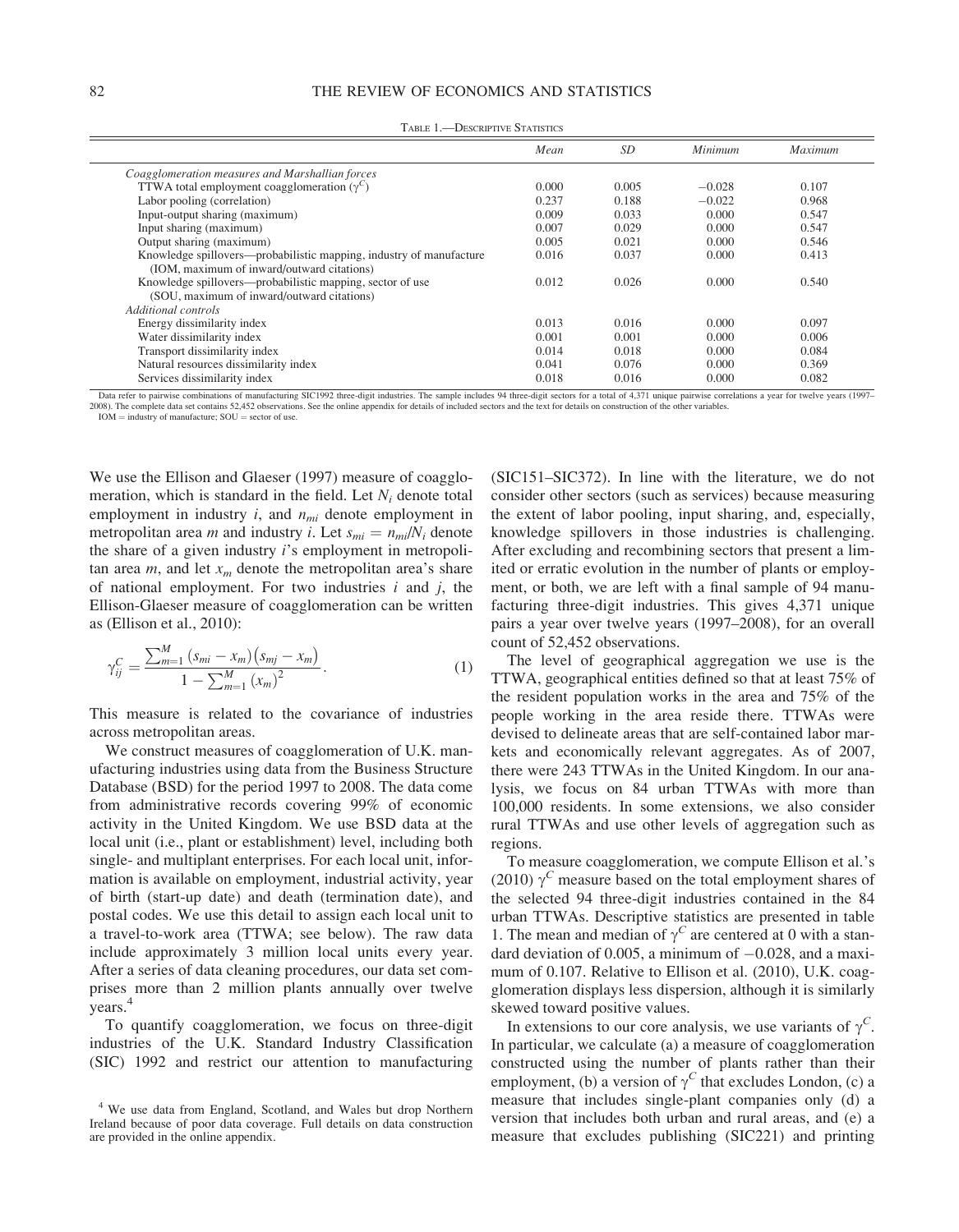TABLE 1.—DESCRIPTIVE STATISTICS

| | *Mean* | *SD* | *Minimum* | *Maximum* |
|---|---|---|---|---|
| *Coagglomeration measures and Marshallian forces* | | | | |
| TTWA total employment coagglomeration ($\gamma^C$) | 0.000 | 0.005 | −0.028 | 0.107 |
| Labor pooling (correlation) | 0.237 | 0.188 | −0.022 | 0.968 |
| Input-output sharing (maximum) | 0.009 | 0.033 | 0.000 | 0.547 |
| Input sharing (maximum) | 0.007 | 0.029 | 0.000 | 0.547 |
| Output sharing (maximum) | 0.005 | 0.021 | 0.000 | 0.546 |
| Knowledge spillovers—probabilistic mapping, industry of manufacture (IOM, maximum of inward/outward citations) | 0.016 | 0.037 | 0.000 | 0.413 |
| Knowledge spillovers—probabilistic mapping, sector of use (SOU, maximum of inward/outward citations) | 0.012 | 0.026 | 0.000 | 0.540 |
| *Additional controls* | | | | |
| Energy dissimilarity index | 0.013 | 0.016 | 0.000 | 0.097 |
| Water dissimilarity index | 0.001 | 0.001 | 0.000 | 0.006 |
| Transport dissimilarity index | 0.014 | 0.018 | 0.000 | 0.084 |
| Natural resources dissimilarity index | 0.041 | 0.076 | 0.000 | 0.369 |
| Services dissimilarity index | 0.018 | 0.016 | 0.000 | 0.082 |

Data refer to pairwise combinations of manufacturing SIC1992 three-digit industries. The sample includes 94 three-digit sectors for a total of 4,371 unique pairwise correlations a year for twelve years (1997–2008). The complete data set contains 52,452 observations. See the online appendix for details of included sectors and the text for details on construction of the other variables.
IOM = industry of manufacture; SOU = sector of use.

We use the Ellison and Glaeser (1997) measure of coagglomeration, which is standard in the field. Let $N_i$ denote total employment in industry $i$, and $n_{mi}$ denote employment in metropolitan area $m$ and industry $i$. Let $s_{mi} = n_{mi}/N_i$ denote the share of a given industry $i$'s employment in metropolitan area $m$, and let $x_m$ denote the metropolitan area's share of national employment. For two industries $i$ and $j$, the Ellison-Glaeser measure of coagglomeration can be written as (Ellison et al., 2010):

$$\gamma_{ij}^C = \frac{\sum_{m=1}^{M} (s_{mi} - x_m)(s_{mj} - x_m)}{1 - \sum_{m=1}^{M} (x_m)^2}. \tag{1}$$

This measure is related to the covariance of industries across metropolitan areas.

We construct measures of coagglomeration of U.K. manufacturing industries using data from the Business Structure Database (BSD) for the period 1997 to 2008. The data come from administrative records covering 99% of economic activity in the United Kingdom. We use BSD data at the local unit (i.e., plant or establishment) level, including both single- and multiplant enterprises. For each local unit, information is available on employment, industrial activity, year of birth (start-up date) and death (termination date), and postal codes. We use this detail to assign each local unit to a travel-to-work area (TTWA; see below). The raw data include approximately 3 million local units every year. After a series of data cleaning procedures, our data set comprises more than 2 million plants annually over twelve years.[4]

To quantify coagglomeration, we focus on three-digit industries of the U.K. Standard Industry Classification (SIC) 1992 and restrict our attention to manufacturing (SIC151–SIC372). In line with the literature, we do not consider other sectors (such as services) because measuring the extent of labor pooling, input sharing, and, especially, knowledge spillovers in those industries is challenging. After excluding and recombining sectors that present a limited or erratic evolution in the number of plants or employment, or both, we are left with a final sample of 94 manufacturing three-digit industries. This gives 4,371 unique pairs a year over twelve years (1997–2008), for an overall count of 52,452 observations.

The level of geographical aggregation we use is the TTWA, geographical entities defined so that at least 75% of the resident population works in the area and 75% of the people working in the area reside there. TTWAs were devised to delineate areas that are self-contained labor markets and economically relevant aggregates. As of 2007, there were 243 TTWAs in the United Kingdom. In our analysis, we focus on 84 urban TTWAs with more than 100,000 residents. In some extensions, we also consider rural TTWAs and use other levels of aggregation such as regions.

To measure coagglomeration, we compute Ellison et al.'s (2010) $\gamma^C$ measure based on the total employment shares of the selected 94 three-digit industries contained in the 84 urban TTWAs. Descriptive statistics are presented in table 1. The mean and median of $\gamma^C$ are centered at 0 with a standard deviation of 0.005, a minimum of −0.028, and a maximum of 0.107. Relative to Ellison et al. (2010), U.K. coagglomeration displays less dispersion, although it is similarly skewed toward positive values.

In extensions to our core analysis, we use variants of $\gamma^C$. In particular, we calculate (a) a measure of coagglomeration constructed using the number of plants rather than their employment, (b) a version of $\gamma^C$ that excludes London, (c) a measure that includes single-plant companies only (d) a version that includes both urban and rural areas, and (e) a measure that excludes publishing (SIC221) and printing

[4] We use data from England, Scotland, and Wales but drop Northern Ireland because of poor data coverage. Full details on data construction are provided in the online appendix.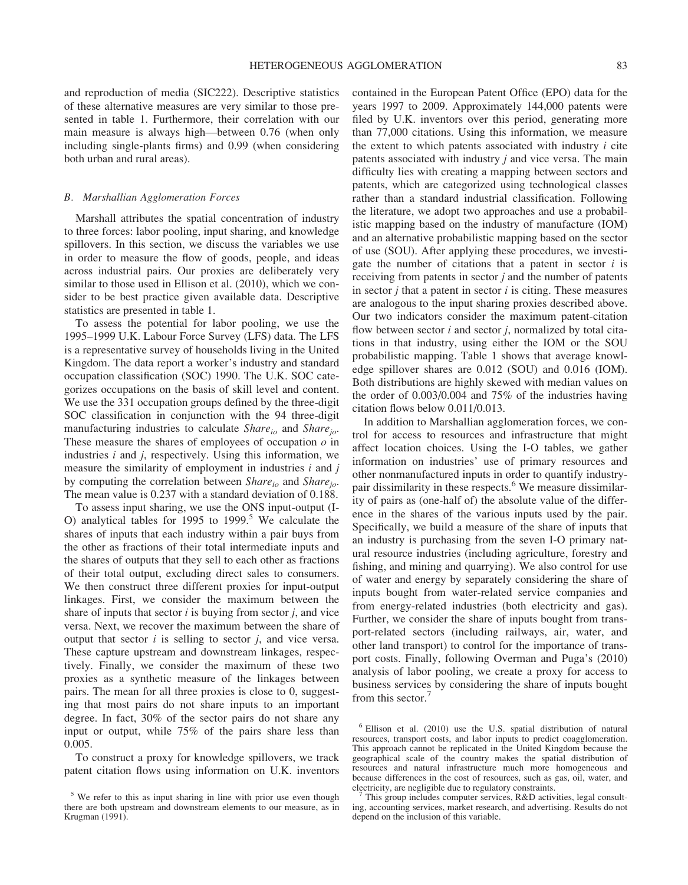and reproduction of media (SIC222). Descriptive statistics of these alternative measures are very similar to those presented in table 1. Furthermore, their correlation with our main measure is always high—between 0.76 (when only including single-plants firms) and 0.99 (when considering both urban and rural areas).

### B. Marshallian Agglomeration Forces

Marshall attributes the spatial concentration of industry to three forces: labor pooling, input sharing, and knowledge spillovers. In this section, we discuss the variables we use in order to measure the flow of goods, people, and ideas across industrial pairs. Our proxies are deliberately very similar to those used in Ellison et al. (2010), which we consider to be best practice given available data. Descriptive statistics are presented in table 1.

To assess the potential for labor pooling, we use the 1995–1999 U.K. Labour Force Survey (LFS) data. The LFS is a representative survey of households living in the United Kingdom. The data report a worker's industry and standard occupation classification (SOC) 1990. The U.K. SOC categorizes occupations on the basis of skill level and content. We use the 331 occupation groups defined by the three-digit SOC classification in conjunction with the 94 three-digit manufacturing industries to calculate $Share_{io}$ and $Share_{jo}$. These measure the shares of employees of occupation $o$ in industries $i$ and $j$, respectively. Using this information, we measure the similarity of employment in industries $i$ and $j$ by computing the correlation between $Share_{io}$ and $Share_{jo}$. The mean value is 0.237 with a standard deviation of 0.188.

To assess input sharing, we use the ONS input-output (I-O) analytical tables for 1995 to 1999.[5] We calculate the shares of inputs that each industry within a pair buys from the other as fractions of their total intermediate inputs and the shares of outputs that they sell to each other as fractions of their total output, excluding direct sales to consumers. We then construct three different proxies for input-output linkages. First, we consider the maximum between the share of inputs that sector $i$ is buying from sector $j$, and vice versa. Next, we recover the maximum between the share of output that sector $i$ is selling to sector $j$, and vice versa. These capture upstream and downstream linkages, respectively. Finally, we consider the maximum of these two proxies as a synthetic measure of the linkages between pairs. The mean for all three proxies is close to 0, suggesting that most pairs do not share inputs to an important degree. In fact, 30% of the sector pairs do not share any input or output, while 75% of the pairs share less than 0.005.

To construct a proxy for knowledge spillovers, we track patent citation flows using information on U.K. inventors contained in the European Patent Office (EPO) data for the years 1997 to 2009. Approximately 144,000 patents were filed by U.K. inventors over this period, generating more than 77,000 citations. Using this information, we measure the extent to which patents associated with industry $i$ cite patents associated with industry $j$ and vice versa. The main difficulty lies with creating a mapping between sectors and patents, which are categorized using technological classes rather than a standard industrial classification. Following the literature, we adopt two approaches and use a probabilistic mapping based on the industry of manufacture (IOM) and an alternative probabilistic mapping based on the sector of use (SOU). After applying these procedures, we investigate the number of citations that a patent in sector $i$ is receiving from patents in sector $j$ and the number of patents in sector $j$ that a patent in sector $i$ is citing. These measures are analogous to the input sharing proxies described above. Our two indicators consider the maximum patent-citation flow between sector $i$ and sector $j$, normalized by total citations in that industry, using either the IOM or the SOU probabilistic mapping. Table 1 shows that average knowledge spillover shares are 0.012 (SOU) and 0.016 (IOM). Both distributions are highly skewed with median values on the order of 0.003/0.004 and 75% of the industries having citation flows below 0.011/0.013.

In addition to Marshallian agglomeration forces, we control for access to resources and infrastructure that might affect location choices. Using the I-O tables, we gather information on industries' use of primary resources and other nonmanufactured inputs in order to quantify industry-pair dissimilarity in these respects.[6] We measure dissimilarity of pairs as (one-half of) the absolute value of the difference in the shares of the various inputs used by the pair. Specifically, we build a measure of the share of inputs that an industry is purchasing from the seven I-O primary natural resource industries (including agriculture, forestry and fishing, and mining and quarrying). We also control for use of water and energy by separately considering the share of inputs bought from water-related service companies and from energy-related industries (both electricity and gas). Further, we consider the share of inputs bought from transport-related sectors (including railways, air, water, and other land transport) to control for the importance of transport costs. Finally, following Overman and Puga's (2010) analysis of labor pooling, we create a proxy for access to business services by considering the share of inputs bought from this sector.[7]

[5] We refer to this as input sharing in line with prior use even though there are both upstream and downstream elements to our measure, as in Krugman (1991).

[6] Ellison et al. (2010) use the U.S. spatial distribution of natural resources, transport costs, and labor inputs to predict coagglomeration. This approach cannot be replicated in the United Kingdom because the geographical scale of the country makes the spatial distribution of resources and natural infrastructure much more homogeneous and because differences in the cost of resources, such as gas, oil, water, and electricity, are negligible due to regulatory constraints.

[7] This group includes computer services, R&D activities, legal consulting, accounting services, market research, and advertising. Results do not depend on the inclusion of this variable.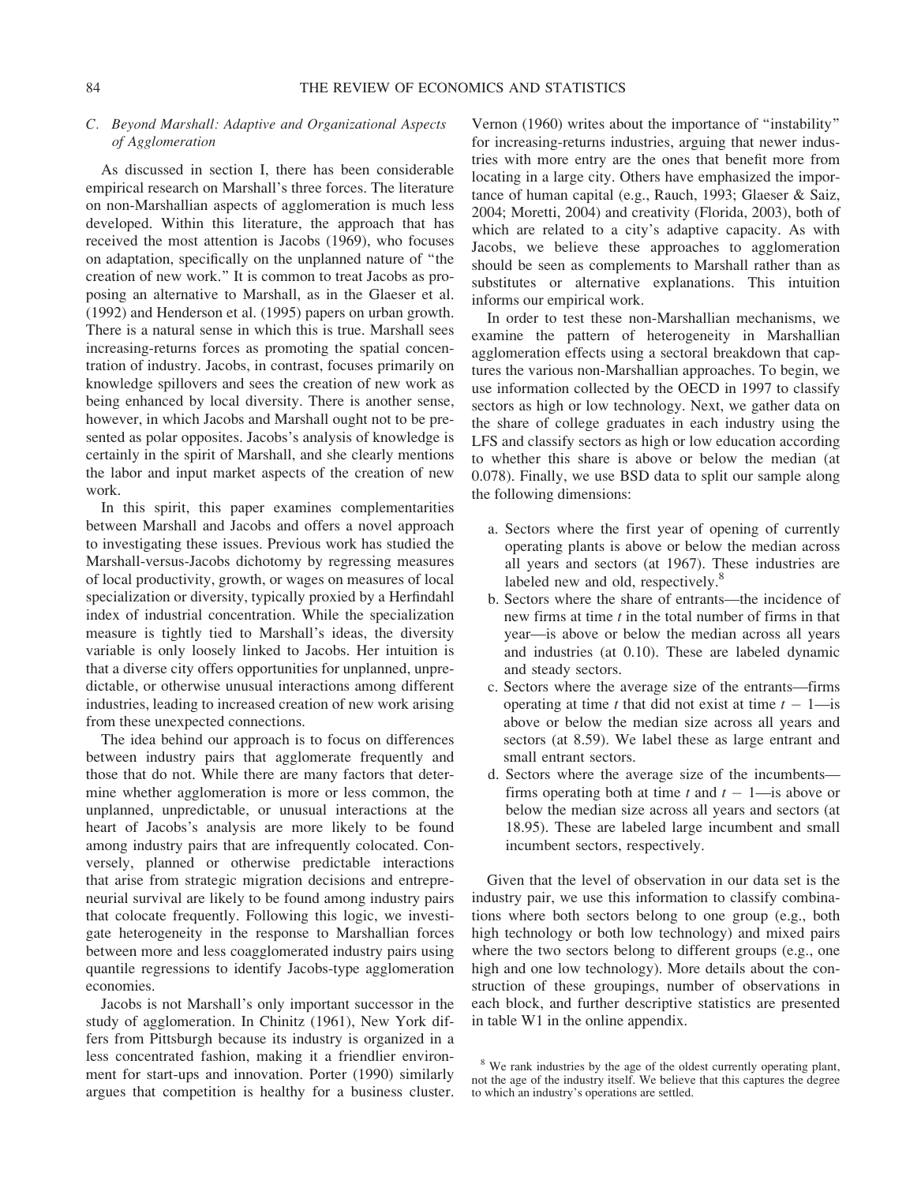### C. Beyond Marshall: Adaptive and Organizational Aspects of Agglomeration

As discussed in section I, there has been considerable empirical research on Marshall's three forces. The literature on non-Marshallian aspects of agglomeration is much less developed. Within this literature, the approach that has received the most attention is Jacobs (1969), who focuses on adaptation, specifically on the unplanned nature of "the creation of new work." It is common to treat Jacobs as proposing an alternative to Marshall, as in the Glaeser et al. (1992) and Henderson et al. (1995) papers on urban growth. There is a natural sense in which this is true. Marshall sees increasing-returns forces as promoting the spatial concentration of industry. Jacobs, in contrast, focuses primarily on knowledge spillovers and sees the creation of new work as being enhanced by local diversity. There is another sense, however, in which Jacobs and Marshall ought not to be presented as polar opposites. Jacobs's analysis of knowledge is certainly in the spirit of Marshall, and she clearly mentions the labor and input market aspects of the creation of new work.

In this spirit, this paper examines complementarities between Marshall and Jacobs and offers a novel approach to investigating these issues. Previous work has studied the Marshall-versus-Jacobs dichotomy by regressing measures of local productivity, growth, or wages on measures of local specialization or diversity, typically proxied by a Herfindahl index of industrial concentration. While the specialization measure is tightly tied to Marshall's ideas, the diversity variable is only loosely linked to Jacobs. Her intuition is that a diverse city offers opportunities for unplanned, unpredictable, or otherwise unusual interactions among different industries, leading to increased creation of new work arising from these unexpected connections.

The idea behind our approach is to focus on differences between industry pairs that agglomerate frequently and those that do not. While there are many factors that determine whether agglomeration is more or less common, the unplanned, unpredictable, or unusual interactions at the heart of Jacobs's analysis are more likely to be found among industry pairs that are infrequently colocated. Conversely, planned or otherwise predictable interactions that arise from strategic migration decisions and entrepreneurial survival are likely to be found among industry pairs that colocate frequently. Following this logic, we investigate heterogeneity in the response to Marshallian forces between more and less coagglomerated industry pairs using quantile regressions to identify Jacobs-type agglomeration economies.

Jacobs is not Marshall's only important successor in the study of agglomeration. In Chinitz (1961), New York differs from Pittsburgh because its industry is organized in a less concentrated fashion, making it a friendlier environment for start-ups and innovation. Porter (1990) similarly argues that competition is healthy for a business cluster. Vernon (1960) writes about the importance of "instability" for increasing-returns industries, arguing that newer industries with more entry are the ones that benefit more from locating in a large city. Others have emphasized the importance of human capital (e.g., Rauch, 1993; Glaeser & Saiz, 2004; Moretti, 2004) and creativity (Florida, 2003), both of which are related to a city's adaptive capacity. As with Jacobs, we believe these approaches to agglomeration should be seen as complements to Marshall rather than as substitutes or alternative explanations. This intuition informs our empirical work.

In order to test these non-Marshallian mechanisms, we examine the pattern of heterogeneity in Marshallian agglomeration effects using a sectoral breakdown that captures the various non-Marshallian approaches. To begin, we use information collected by the OECD in 1997 to classify sectors as high or low technology. Next, we gather data on the share of college graduates in each industry using the LFS and classify sectors as high or low education according to whether this share is above or below the median (at 0.078). Finally, we use BSD data to split our sample along the following dimensions:

a. Sectors where the first year of opening of currently operating plants is above or below the median across all years and sectors (at 1967). These industries are labeled new and old, respectively.[8]
b. Sectors where the share of entrants—the incidence of new firms at time $t$ in the total number of firms in that year—is above or below the median across all years and industries (at 0.10). These are labeled dynamic and steady sectors.
c. Sectors where the average size of the entrants—firms operating at time $t$ that did not exist at time $t-1$—is above or below the median size across all years and sectors (at 8.59). We label these as large entrant and small entrant sectors.
d. Sectors where the average size of the incumbents—firms operating both at time $t$ and $t-1$—is above or below the median size across all years and sectors (at 18.95). These are labeled large incumbent and small incumbent sectors, respectively.

Given that the level of observation in our data set is the industry pair, we use this information to classify combinations where both sectors belong to one group (e.g., both high technology or both low technology) and mixed pairs where the two sectors belong to different groups (e.g., one high and one low technology). More details about the construction of these groupings, number of observations in each block, and further descriptive statistics are presented in table W1 in the online appendix.

[8] We rank industries by the age of the oldest currently operating plant, not the age of the industry itself. We believe that this captures the degree to which an industry's operations are settled.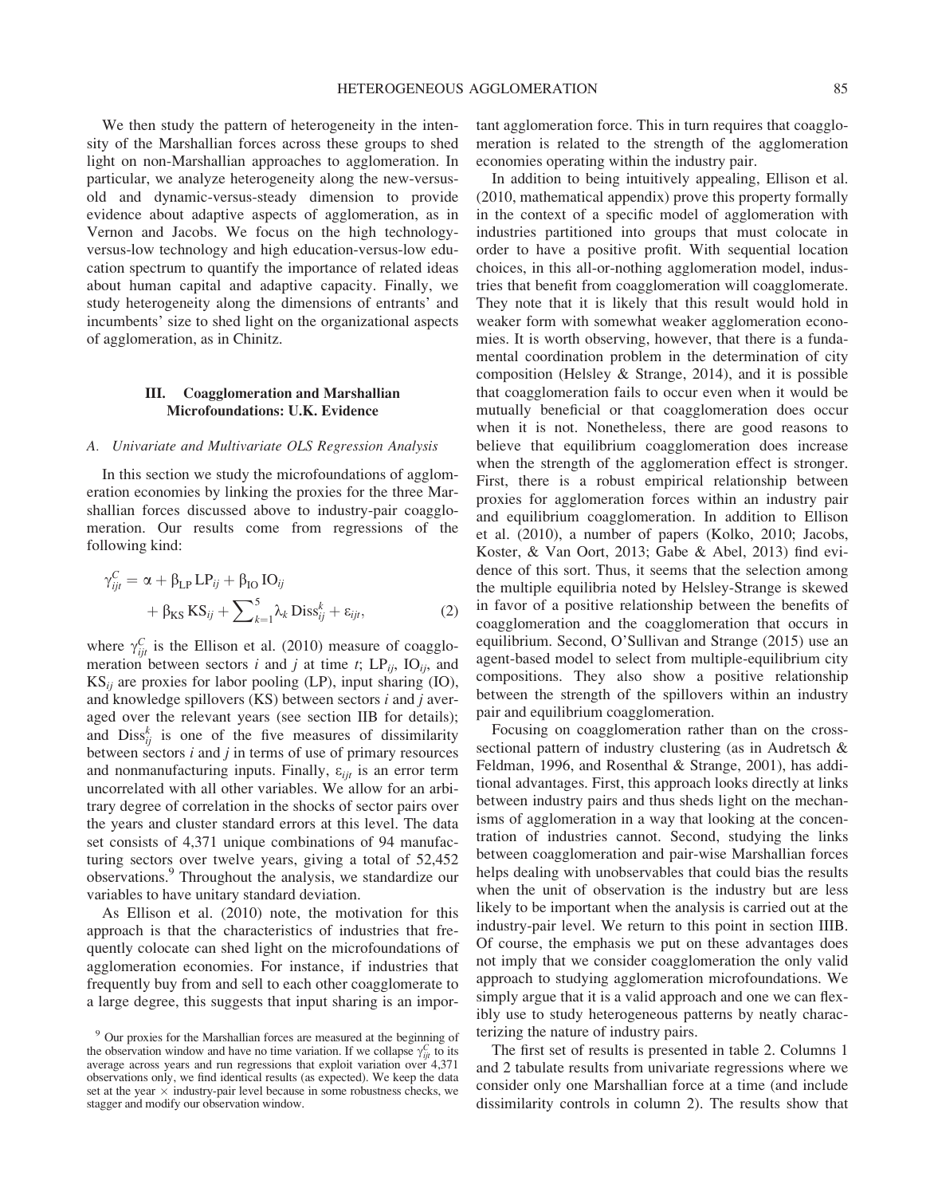We then study the pattern of heterogeneity in the intensity of the Marshallian forces across these groups to shed light on non-Marshallian approaches to agglomeration. In particular, we analyze heterogeneity along the new-versus-old and dynamic-versus-steady dimension to provide evidence about adaptive aspects of agglomeration, as in Vernon and Jacobs. We focus on the high technology-versus-low technology and high education-versus-low education spectrum to quantify the importance of related ideas about human capital and adaptive capacity. Finally, we study heterogeneity along the dimensions of entrants' and incumbents' size to shed light on the organizational aspects of agglomeration, as in Chinitz.

## III. Coagglomeration and Marshallian Microfoundations: U.K. Evidence

### A. Univariate and Multivariate OLS Regression Analysis

In this section we study the microfoundations of agglomeration economies by linking the proxies for the three Marshallian forces discussed above to industry-pair coagglomeration. Our results come from regressions of the following kind:

$$\gamma_{ijt}^{C} = \alpha + \beta_{\mathrm{LP}}\,\mathrm{LP}_{ij} + \beta_{\mathrm{IO}}\,\mathrm{IO}_{ij} + \beta_{\mathrm{KS}}\,\mathrm{KS}_{ij} + \sum\nolimits_{k=1}^{5} \lambda_k\,\mathrm{Diss}_{ij}^{k} + \varepsilon_{ijt}, \tag{2}$$

where $\gamma_{ijt}^{C}$ is the Ellison et al. (2010) measure of coagglomeration between sectors $i$ and $j$ at time $t$; $\mathrm{LP}_{ij}$, $\mathrm{IO}_{ij}$, and $\mathrm{KS}_{ij}$ are proxies for labor pooling (LP), input sharing (IO), and knowledge spillovers (KS) between sectors $i$ and $j$ averaged over the relevant years (see section IIB for details); and $\mathrm{Diss}_{ij}^{k}$ is one of the five measures of dissimilarity between sectors $i$ and $j$ in terms of use of primary resources and nonmanufacturing inputs. Finally, $\varepsilon_{ijt}$ is an error term uncorrelated with all other variables. We allow for an arbitrary degree of correlation in the shocks of sector pairs over the years and cluster standard errors at this level. The data set consists of 4,371 unique combinations of 94 manufacturing sectors over twelve years, giving a total of 52,452 observations.[9] Throughout the analysis, we standardize our variables to have unitary standard deviation.

As Ellison et al. (2010) note, the motivation for this approach is that the characteristics of industries that frequently colocate can shed light on the microfoundations of agglomeration economies. For instance, if industries that frequently buy from and sell to each other coagglomerate to a large degree, this suggests that input sharing is an important agglomeration force. This in turn requires that coagglomeration is related to the strength of the agglomeration economies operating within the industry pair.

In addition to being intuitively appealing, Ellison et al. (2010, mathematical appendix) prove this property formally in the context of a specific model of agglomeration with industries partitioned into groups that must colocate in order to have a positive profit. With sequential location choices, in this all-or-nothing agglomeration model, industries that benefit from coagglomeration will coagglomerate. They note that it is likely that this result would hold in weaker form with somewhat weaker agglomeration economies. It is worth observing, however, that there is a fundamental coordination problem in the determination of city composition (Helsley & Strange, 2014), and it is possible that coagglomeration fails to occur even when it would be mutually beneficial or that coagglomeration does occur when it is not. Nonetheless, there are good reasons to believe that equilibrium coagglomeration does increase when the strength of the agglomeration effect is stronger. First, there is a robust empirical relationship between proxies for agglomeration forces within an industry pair and equilibrium coagglomeration. In addition to Ellison et al. (2010), a number of papers (Kolko, 2010; Jacobs, Koster, & Van Oort, 2013; Gabe & Abel, 2013) find evidence of this sort. Thus, it seems that the selection among the multiple equilibria noted by Helsley-Strange is skewed in favor of a positive relationship between the benefits of coagglomeration and the coagglomeration that occurs in equilibrium. Second, O'Sullivan and Strange (2015) use an agent-based model to select from multiple-equilibrium city compositions. They also show a positive relationship between the strength of the spillovers within an industry pair and equilibrium coagglomeration.

Focusing on coagglomeration rather than on the cross-sectional pattern of industry clustering (as in Audretsch & Feldman, 1996, and Rosenthal & Strange, 2001), has additional advantages. First, this approach looks directly at links between industry pairs and thus sheds light on the mechanisms of agglomeration in a way that looking at the concentration of industries cannot. Second, studying the links between coagglomeration and pair-wise Marshallian forces helps dealing with unobservables that could bias the results when the unit of observation is the industry but are less likely to be important when the analysis is carried out at the industry-pair level. We return to this point in section IIIB. Of course, the emphasis we put on these advantages does not imply that we consider coagglomeration the only valid approach to studying agglomeration microfoundations. We simply argue that it is a valid approach and one we can flexibly use to study heterogeneous patterns by neatly characterizing the nature of industry pairs.

The first set of results is presented in table 2. Columns 1 and 2 tabulate results from univariate regressions where we consider only one Marshallian force at a time (and include dissimilarity controls in column 2). The results show that

[9] Our proxies for the Marshallian forces are measured at the beginning of the observation window and have no time variation. If we collapse $\gamma_{ijt}^{C}$ to its average across years and run regressions that exploit variation over 4,371 observations only, we find identical results (as expected). We keep the data set at the year × industry-pair level because in some robustness checks, we stagger and modify our observation window.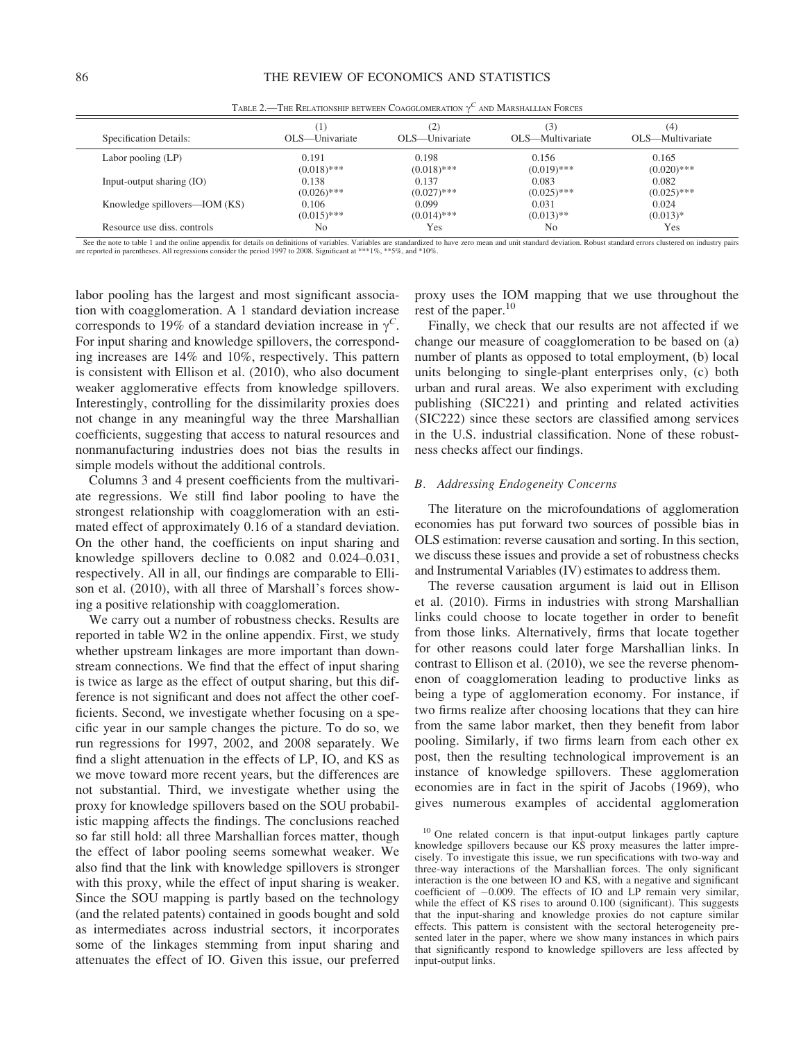Table 2.—The Relationship between Coagglomeration $\gamma^C$ and Marshallian Forces

| Specification Details: | (1) OLS—Univariate | (2) OLS—Univariate | (3) OLS—Multivariate | (4) OLS—Multivariate |
|---|---|---|---|---|
| Labor pooling (LP) | 0.191 | 0.198 | 0.156 | 0.165 |
| | (0.018)*** | (0.018)*** | (0.019)*** | (0.020)*** |
| Input-output sharing (IO) | 0.138 | 0.137 | 0.083 | 0.082 |
| | (0.026)*** | (0.027)*** | (0.025)*** | (0.025)*** |
| Knowledge spillovers—IOM (KS) | 0.106 | 0.099 | 0.031 | 0.024 |
| | (0.015)*** | (0.014)*** | (0.013)** | (0.013)* |
| Resource use diss. controls | No | Yes | No | Yes |

See the note to table 1 and the online appendix for details on definitions of variables. Variables are standardized to have zero mean and unit standard deviation. Robust standard errors clustered on industry pairs are reported in parentheses. All regressions consider the period 1997 to 2008. Significant at ***1%, **5%, and *10%.

labor pooling has the largest and most significant association with coagglomeration. A 1 standard deviation increase corresponds to 19% of a standard deviation increase in $\gamma^C$. For input sharing and knowledge spillovers, the corresponding increases are 14% and 10%, respectively. This pattern is consistent with Ellison et al. (2010), who also document weaker agglomerative effects from knowledge spillovers. Interestingly, controlling for the dissimilarity proxies does not change in any meaningful way the three Marshallian coefficients, suggesting that access to natural resources and nonmanufacturing industries does not bias the results in simple models without the additional controls.

Columns 3 and 4 present coefficients from the multivariate regressions. We still find labor pooling to have the strongest relationship with coagglomeration with an estimated effect of approximately 0.16 of a standard deviation. On the other hand, the coefficients on input sharing and knowledge spillovers decline to 0.082 and 0.024–0.031, respectively. All in all, our findings are comparable to Ellison et al. (2010), with all three of Marshall's forces showing a positive relationship with coagglomeration.

We carry out a number of robustness checks. Results are reported in table W2 in the online appendix. First, we study whether upstream linkages are more important than downstream connections. We find that the effect of input sharing is twice as large as the effect of output sharing, but this difference is not significant and does not affect the other coefficients. Second, we investigate whether focusing on a specific year in our sample changes the picture. To do so, we run regressions for 1997, 2002, and 2008 separately. We find a slight attenuation in the effects of LP, IO, and KS as we move toward more recent years, but the differences are not substantial. Third, we investigate whether using the proxy for knowledge spillovers based on the SOU probabilistic mapping affects the findings. The conclusions reached so far still hold: all three Marshallian forces matter, though the effect of labor pooling seems somewhat weaker. We also find that the link with knowledge spillovers is stronger with this proxy, while the effect of input sharing is weaker. Since the SOU mapping is partly based on the technology (and the related patents) contained in goods bought and sold as intermediates across industrial sectors, it incorporates some of the linkages stemming from input sharing and attenuates the effect of IO. Given this issue, our preferred proxy uses the IOM mapping that we use throughout the rest of the paper.[10]

Finally, we check that our results are not affected if we change our measure of coagglomeration to be based on (a) number of plants as opposed to total employment, (b) local units belonging to single-plant enterprises only, (c) both urban and rural areas. We also experiment with excluding publishing (SIC221) and printing and related activities (SIC222) since these sectors are classified among services in the U.S. industrial classification. None of these robustness checks affect our findings.

### B. Addressing Endogeneity Concerns

The literature on the microfoundations of agglomeration economies has put forward two sources of possible bias in OLS estimation: reverse causation and sorting. In this section, we discuss these issues and provide a set of robustness checks and Instrumental Variables (IV) estimates to address them.

The reverse causation argument is laid out in Ellison et al. (2010). Firms in industries with strong Marshallian links could choose to locate together in order to benefit from those links. Alternatively, firms that locate together for other reasons could later forge Marshallian links. In contrast to Ellison et al. (2010), we see the reverse phenomenon of coagglomeration leading to productive links as being a type of agglomeration economy. For instance, if two firms realize after choosing locations that they can hire from the same labor market, then they benefit from labor pooling. Similarly, if two firms learn from each other ex post, then the resulting technological improvement is an instance of knowledge spillovers. These agglomeration economies are in fact in the spirit of Jacobs (1969), who gives numerous examples of accidental agglomeration

[10] One related concern is that input-output linkages partly capture knowledge spillovers because our KS proxy measures the latter imprecisely. To investigate this issue, we run specifications with two-way and three-way interactions of the Marshallian forces. The only significant interaction is the one between IO and KS, with a negative and significant coefficient of −0.009. The effects of IO and LP remain very similar, while the effect of KS rises to around 0.100 (significant). This suggests that the input-sharing and knowledge proxies do not capture similar effects. This pattern is consistent with the sectoral heterogeneity presented later in the paper, where we show many instances in which pairs that significantly respond to knowledge spillovers are less affected by input-output links.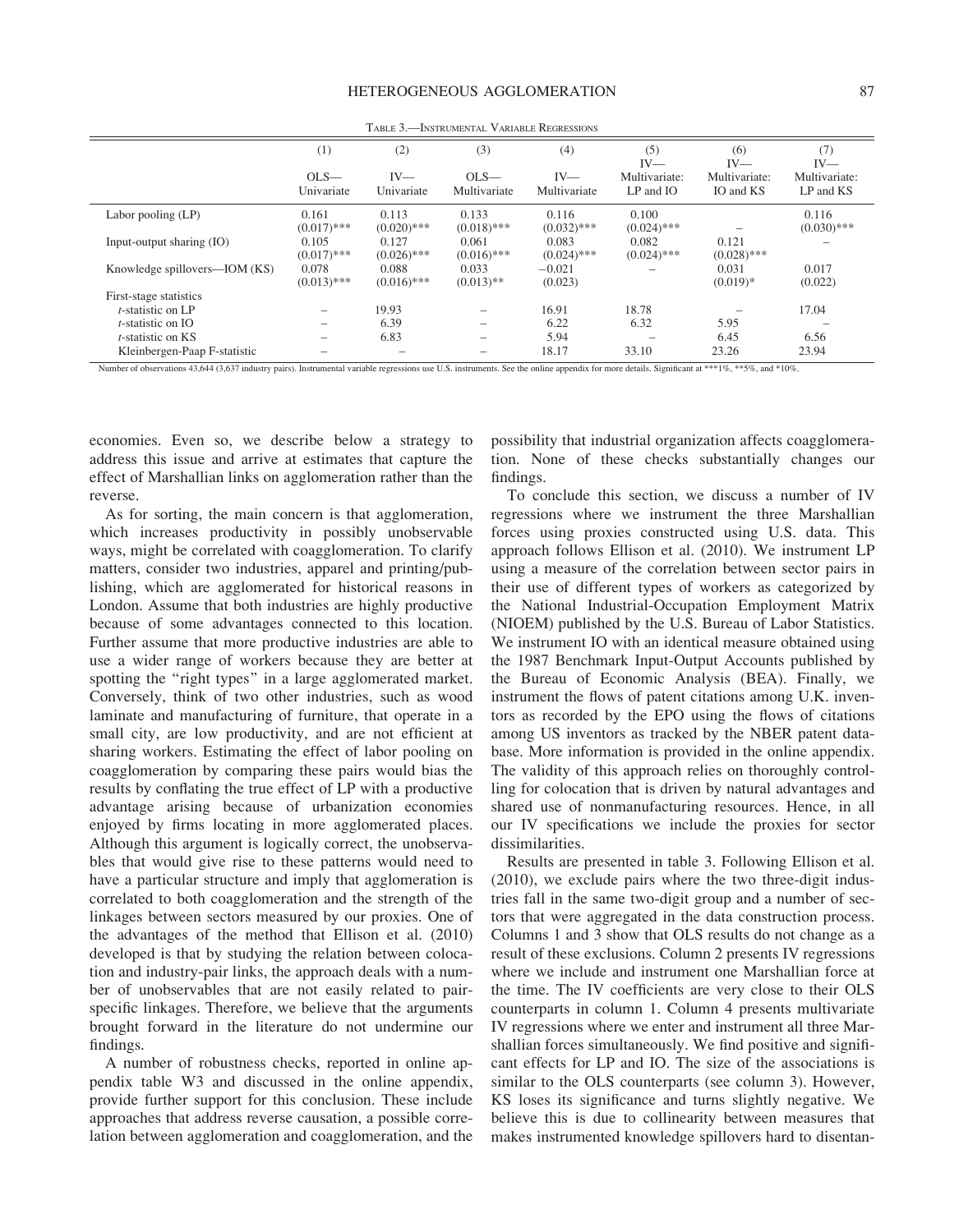Table 3.—Instrumental Variable Regressions

| | (1) | (2) | (3) | (4) | (5) | (6) | (7) |
|---|---|---|---|---|---|---|---|
| | OLS—Univariate | IV—Univariate | OLS—Multivariate | IV—Multivariate | IV—Multivariate: LP and IO | IV—Multivariate: IO and KS | IV—Multivariate: LP and KS |
| Labor pooling (LP) | 0.161 (0.017)*** | 0.113 (0.020)*** | 0.133 (0.018)*** | 0.116 (0.032)*** | 0.100 (0.024)*** | – | 0.116 (0.030)*** |
| Input-output sharing (IO) | 0.105 (0.017)*** | 0.127 (0.026)*** | 0.061 (0.016)*** | 0.083 (0.024)*** | 0.082 (0.024)*** | 0.121 (0.028)*** | – |
| Knowledge spillovers—IOM (KS) | 0.078 (0.013)*** | 0.088 (0.016)*** | 0.033 (0.013)** | −0.021 (0.023) | – | 0.031 (0.019)* | 0.017 (0.022) |
| First-stage statistics | | | | | | | |
| $t$-statistic on LP | – | 19.93 | – | 16.91 | 18.78 | – | 17.04 |
| $t$-statistic on IO | – | 6.39 | – | 6.22 | 6.32 | 5.95 | – |
| $t$-statistic on KS | – | 6.83 | – | 5.94 | – | 6.45 | 6.56 |
| Kleinbergen-Paap F-statistic | – | – | – | 18.17 | 33.10 | 23.26 | 23.94 |

Number of observations 43,644 (3,637 industry pairs). Instrumental variable regressions use U.S. instruments. See the online appendix for more details. Significant at ***1%, **5%, and *10%.

economies. Even so, we describe below a strategy to address this issue and arrive at estimates that capture the effect of Marshallian links on agglomeration rather than the reverse.

As for sorting, the main concern is that agglomeration, which increases productivity in possibly unobservable ways, might be correlated with coagglomeration. To clarify matters, consider two industries, apparel and printing/publishing, which are agglomerated for historical reasons in London. Assume that both industries are highly productive because of some advantages connected to this location. Further assume that more productive industries are able to use a wider range of workers because they are better at spotting the "right types" in a large agglomerated market. Conversely, think of two other industries, such as wood laminate and manufacturing of furniture, that operate in a small city, are low productivity, and are not efficient at sharing workers. Estimating the effect of labor pooling on coagglomeration by comparing these pairs would bias the results by conflating the true effect of LP with a productive advantage arising because of urbanization economies enjoyed by firms locating in more agglomerated places. Although this argument is logically correct, the unobservables that would give rise to these patterns would need to have a particular structure and imply that agglomeration is correlated to both coagglomeration and the strength of the linkages between sectors measured by our proxies. One of the advantages of the method that Ellison et al. (2010) developed is that by studying the relation between colocation and industry-pair links, the approach deals with a number of unobservables that are not easily related to pair-specific linkages. Therefore, we believe that the arguments brought forward in the literature do not undermine our findings.

A number of robustness checks, reported in online appendix table W3 and discussed in the online appendix, provide further support for this conclusion. These include approaches that address reverse causation, a possible correlation between agglomeration and coagglomeration, and the possibility that industrial organization affects coagglomeration. None of these checks substantially changes our findings.

To conclude this section, we discuss a number of IV regressions where we instrument the three Marshallian forces using proxies constructed using U.S. data. This approach follows Ellison et al. (2010). We instrument LP using a measure of the correlation between sector pairs in their use of different types of workers as categorized by the National Industrial-Occupation Employment Matrix (NIOEM) published by the U.S. Bureau of Labor Statistics. We instrument IO with an identical measure obtained using the 1987 Benchmark Input-Output Accounts published by the Bureau of Economic Analysis (BEA). Finally, we instrument the flows of patent citations among U.K. inventors as recorded by the EPO using the flows of citations among US inventors as tracked by the NBER patent database. More information is provided in the online appendix. The validity of this approach relies on thoroughly controlling for colocation that is driven by natural advantages and shared use of nonmanufacturing resources. Hence, in all our IV specifications we include the proxies for sector dissimilarities.

Results are presented in table 3. Following Ellison et al. (2010), we exclude pairs where the two three-digit industries fall in the same two-digit group and a number of sectors that were aggregated in the data construction process. Columns 1 and 3 show that OLS results do not change as a result of these exclusions. Column 2 presents IV regressions where we include and instrument one Marshallian force at the time. The IV coefficients are very close to their OLS counterparts in column 1. Column 4 presents multivariate IV regressions where we enter and instrument all three Marshallian forces simultaneously. We find positive and significant effects for LP and IO. The size of the associations is similar to the OLS counterparts (see column 3). However, KS loses its significance and turns slightly negative. We believe this is due to collinearity between measures that makes instrumented knowledge spillovers hard to disentan-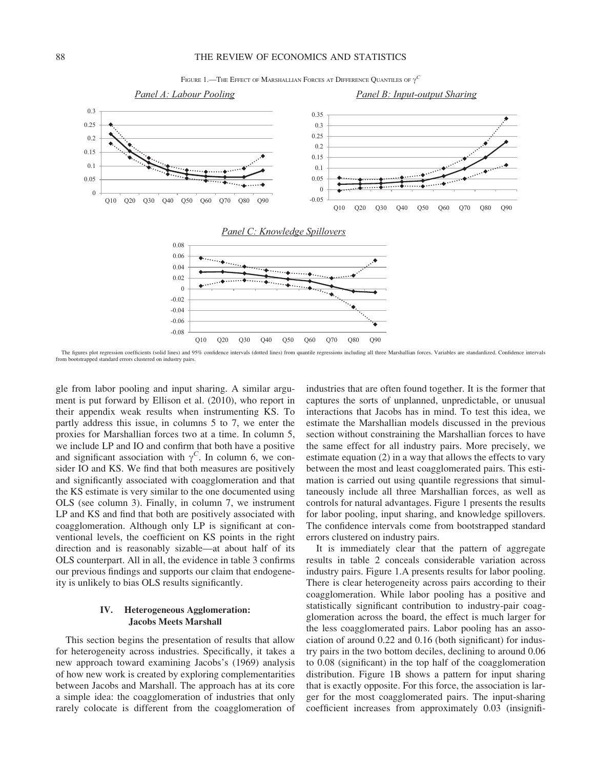FIGURE 1.—THE EFFECT OF MARSHALLIAN FORCES AT DIFFERENCE QUANTILES OF $\gamma^C$

*Panel A: Labour Pooling*

*Panel B: Input-output Sharing*

*Panel C: Knowledge Spillovers*

The figures plot regression coefficients (solid lines) and 95% confidence intervals (dotted lines) from quantile regressions including all three Marshallian forces. Variables are standardized. Confidence intervals from bootstrapped standard errors clustered on industry pairs.

gle from labor pooling and input sharing. A similar argument is put forward by Ellison et al. (2010), who report in their appendix weak results when instrumenting KS. To partly address this issue, in columns 5 to 7, we enter the proxies for Marshallian forces two at a time. In column 5, we include LP and IO and confirm that both have a positive and significant association with $\gamma^C$. In column 6, we consider IO and KS. We find that both measures are positively and significantly associated with coagglomeration and that the KS estimate is very similar to the one documented using OLS (see column 3). Finally, in column 7, we instrument LP and KS and find that both are positively associated with coagglomeration. Although only LP is significant at conventional levels, the coefficient on KS points in the right direction and is reasonably sizable—at about half of its OLS counterpart. All in all, the evidence in table 3 confirms our previous findings and supports our claim that endogeneity is unlikely to bias OLS results significantly.

## IV. Heterogeneous Agglomeration: Jacobs Meets Marshall

This section begins the presentation of results that allow for heterogeneity across industries. Specifically, it takes a new approach toward examining Jacobs's (1969) analysis of how new work is created by exploring complementarities between Jacobs and Marshall. The approach has at its core a simple idea: the coagglomeration of industries that only rarely colocate is different from the coagglomeration of industries that are often found together. It is the former that captures the sorts of unplanned, unpredictable, or unusual interactions that Jacobs has in mind. To test this idea, we estimate the Marshallian models discussed in the previous section without constraining the Marshallian forces to have the same effect for all industry pairs. More precisely, we estimate equation (2) in a way that allows the effects to vary between the most and least coagglomerated pairs. This estimation is carried out using quantile regressions that simultaneously include all three Marshallian forces, as well as controls for natural advantages. Figure 1 presents the results for labor pooling, input sharing, and knowledge spillovers. The confidence intervals come from bootstrapped standard errors clustered on industry pairs.

It is immediately clear that the pattern of aggregate results in table 2 conceals considerable variation across industry pairs. Figure 1.A presents results for labor pooling. There is clear heterogeneity across pairs according to their coagglomeration. While labor pooling has a positive and statistically significant contribution to industry-pair coagglomeration across the board, the effect is much larger for the less coagglomerated pairs. Labor pooling has an association of around 0.22 and 0.16 (both significant) for industry pairs in the two bottom deciles, declining to around 0.06 to 0.08 (significant) in the top half of the coagglomeration distribution. Figure 1B shows a pattern for input sharing that is exactly opposite. For this force, the association is larger for the most coagglomerated pairs. The input-sharing coefficient increases from approximately 0.03 (insignifi-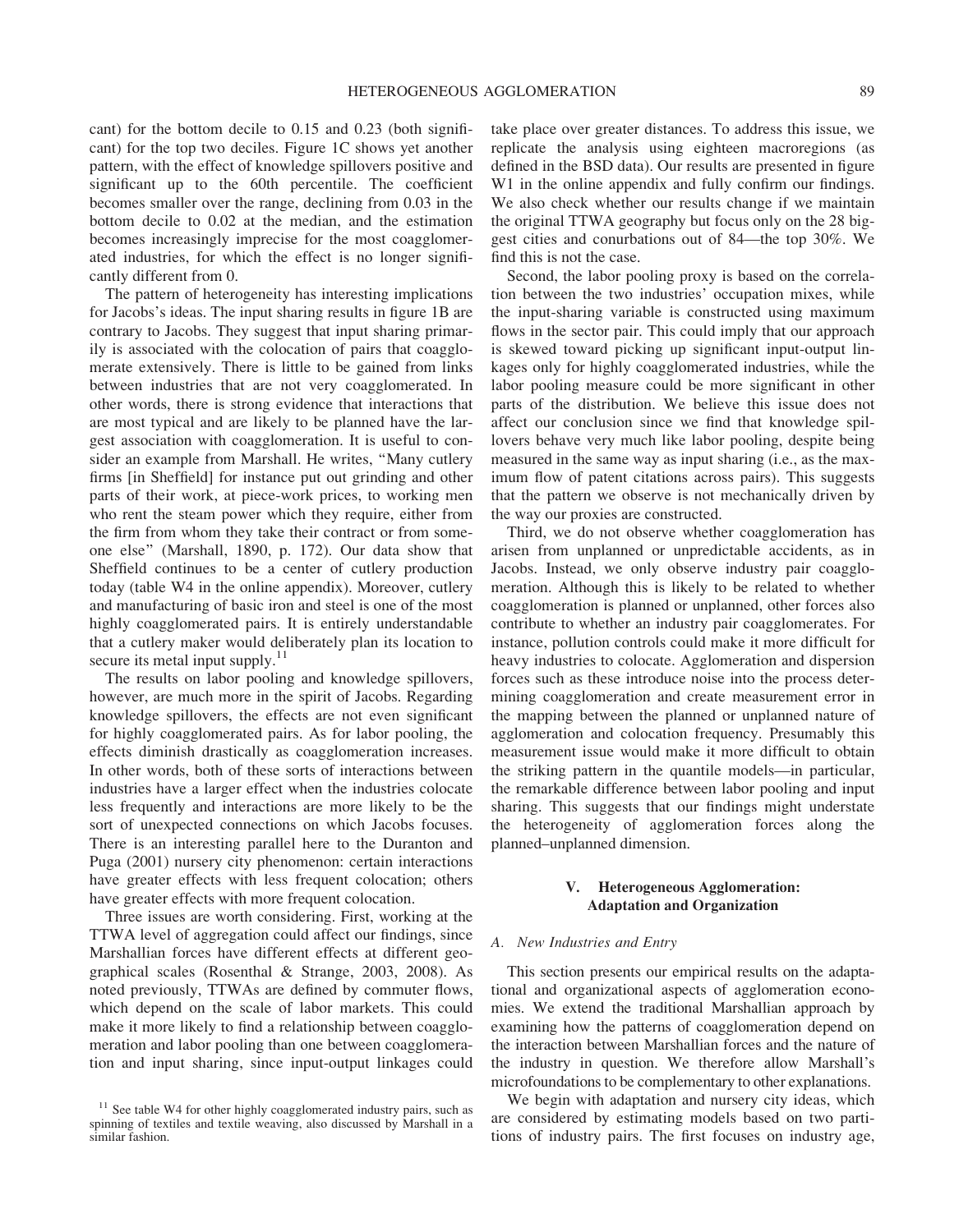cant) for the bottom decile to 0.15 and 0.23 (both significant) for the top two deciles. Figure 1C shows yet another pattern, with the effect of knowledge spillovers positive and significant up to the 60th percentile. The coefficient becomes smaller over the range, declining from 0.03 in the bottom decile to 0.02 at the median, and the estimation becomes increasingly imprecise for the most coagglomerated industries, for which the effect is no longer significantly different from 0.

The pattern of heterogeneity has interesting implications for Jacobs's ideas. The input sharing results in figure 1B are contrary to Jacobs. They suggest that input sharing primarily is associated with the colocation of pairs that coagglomerate extensively. There is little to be gained from links between industries that are not very coagglomerated. In other words, there is strong evidence that interactions that are most typical and are likely to be planned have the largest association with coagglomeration. It is useful to consider an example from Marshall. He writes, "Many cutlery firms [in Sheffield] for instance put out grinding and other parts of their work, at piece-work prices, to working men who rent the steam power which they require, either from the firm from whom they take their contract or from someone else" (Marshall, 1890, p. 172). Our data show that Sheffield continues to be a center of cutlery production today (table W4 in the online appendix). Moreover, cutlery and manufacturing of basic iron and steel is one of the most highly coagglomerated pairs. It is entirely understandable that a cutlery maker would deliberately plan its location to secure its metal input supply.[11]

The results on labor pooling and knowledge spillovers, however, are much more in the spirit of Jacobs. Regarding knowledge spillovers, the effects are not even significant for highly coagglomerated pairs. As for labor pooling, the effects diminish drastically as coagglomeration increases. In other words, both of these sorts of interactions between industries have a larger effect when the industries colocate less frequently and interactions are more likely to be the sort of unexpected connections on which Jacobs focuses. There is an interesting parallel here to the Duranton and Puga (2001) nursery city phenomenon: certain interactions have greater effects with less frequent colocation; others have greater effects with more frequent colocation.

Three issues are worth considering. First, working at the TTWA level of aggregation could affect our findings, since Marshallian forces have different effects at different geographical scales (Rosenthal & Strange, 2003, 2008). As noted previously, TTWAs are defined by commuter flows, which depend on the scale of labor markets. This could make it more likely to find a relationship between coagglomeration and labor pooling than one between coagglomeration and input sharing, since input-output linkages could take place over greater distances. To address this issue, we replicate the analysis using eighteen macroregions (as defined in the BSD data). Our results are presented in figure W1 in the online appendix and fully confirm our findings. We also check whether our results change if we maintain the original TTWA geography but focus only on the 28 biggest cities and conurbations out of 84—the top 30%. We find this is not the case.

Second, the labor pooling proxy is based on the correlation between the two industries' occupation mixes, while the input-sharing variable is constructed using maximum flows in the sector pair. This could imply that our approach is skewed toward picking up significant input-output linkages only for highly coagglomerated industries, while the labor pooling measure could be more significant in other parts of the distribution. We believe this issue does not affect our conclusion since we find that knowledge spillovers behave very much like labor pooling, despite being measured in the same way as input sharing (i.e., as the maximum flow of patent citations across pairs). This suggests that the pattern we observe is not mechanically driven by the way our proxies are constructed.

Third, we do not observe whether coagglomeration has arisen from unplanned or unpredictable accidents, as in Jacobs. Instead, we only observe industry pair coagglomeration. Although this is likely to be related to whether coagglomeration is planned or unplanned, other forces also contribute to whether an industry pair coagglomerates. For instance, pollution controls could make it more difficult for heavy industries to colocate. Agglomeration and dispersion forces such as these introduce noise into the process determining coagglomeration and create measurement error in the mapping between the planned or unplanned nature of agglomeration and colocation frequency. Presumably this measurement issue would make it more difficult to obtain the striking pattern in the quantile models—in particular, the remarkable difference between labor pooling and input sharing. This suggests that our findings might understate the heterogeneity of agglomeration forces along the planned–unplanned dimension.

## V. Heterogeneous Agglomeration: Adaptation and Organization

### A. New Industries and Entry

This section presents our empirical results on the adaptational and organizational aspects of agglomeration economies. We extend the traditional Marshallian approach by examining how the patterns of coagglomeration depend on the interaction between Marshallian forces and the nature of the industry in question. We therefore allow Marshall's microfoundations to be complementary to other explanations.

We begin with adaptation and nursery city ideas, which are considered by estimating models based on two partitions of industry pairs. The first focuses on industry age,

[11] See table W4 for other highly coagglomerated industry pairs, such as spinning of textiles and textile weaving, also discussed by Marshall in a similar fashion.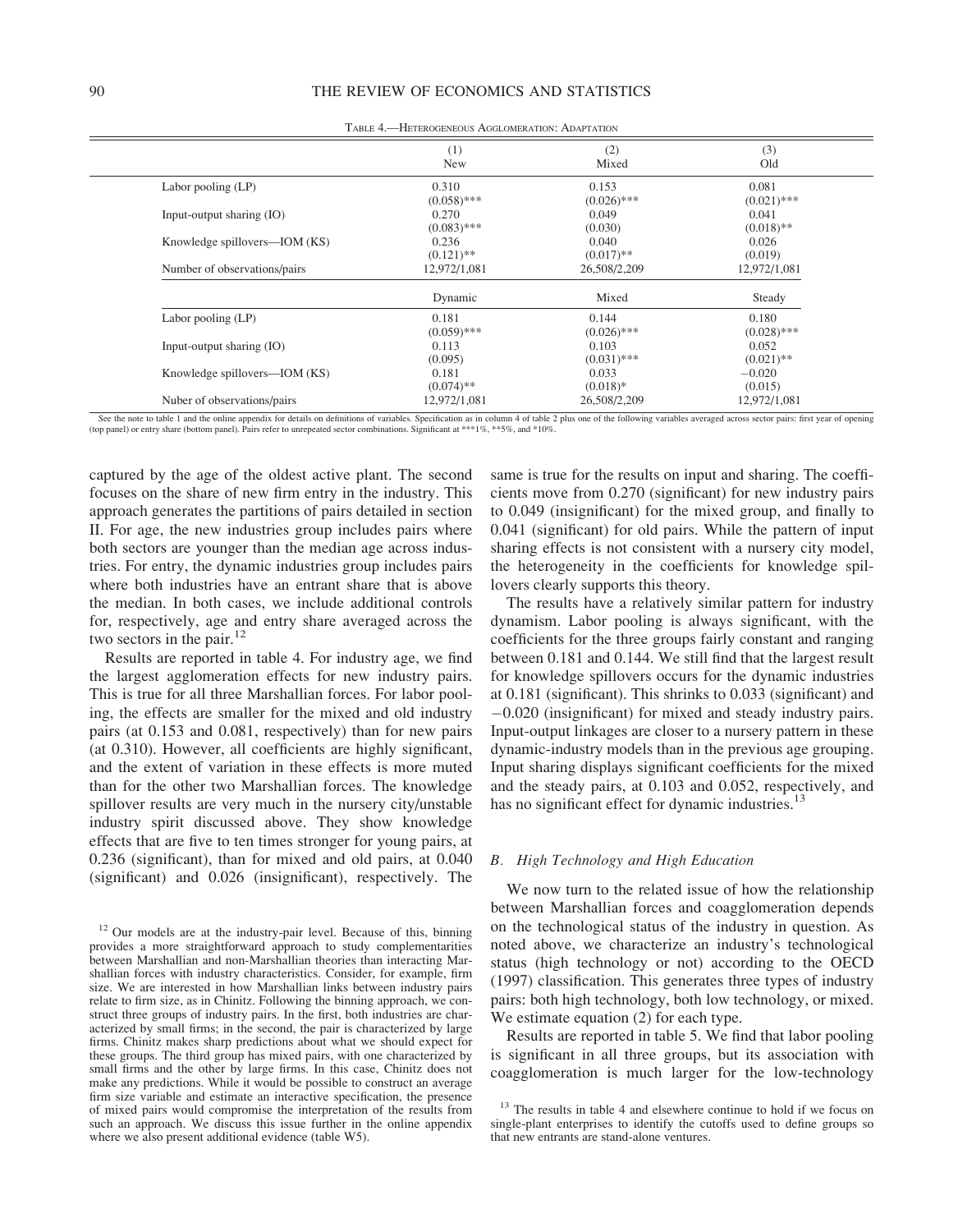Table 4.—Heterogeneous Agglomeration: Adaptation

| | (1) New | (2) Mixed | (3) Old |
|---|---|---|---|
| Labor pooling (LP) | 0.310 | 0.153 | 0.081 |
| | (0.058)*** | (0.026)*** | (0.021)*** |
| Input-output sharing (IO) | 0.270 | 0.049 | 0.041 |
| | (0.083)*** | (0.030) | (0.018)** |
| Knowledge spillovers—IOM (KS) | 0.236 | 0.040 | 0.026 |
| | (0.121)** | (0.017)** | (0.019) |
| Number of observations/pairs | 12,972/1,081 | 26,508/2,209 | 12,972/1,081 |
| | Dynamic | Mixed | Steady |
| Labor pooling (LP) | 0.181 | 0.144 | 0.180 |
| | (0.059)*** | (0.026)*** | (0.028)*** |
| Input-output sharing (IO) | 0.113 | 0.103 | 0.052 |
| | (0.095) | (0.031)*** | (0.021)** |
| Knowledge spillovers—IOM (KS) | 0.181 | 0.033 | −0.020 |
| | (0.074)** | (0.018)* | (0.015) |
| Nuber of observations/pairs | 12,972/1,081 | 26,508/2,209 | 12,972/1,081 |

See the note to table 1 and the online appendix for details on definitions of variables. Specification as in column 4 of table 2 plus one of the following variables averaged across sector pairs: first year of opening (top panel) or entry share (bottom panel). Pairs refer to unrepeated sector combinations. Significant at ***1%, **5%, and *10%.

captured by the age of the oldest active plant. The second focuses on the share of new firm entry in the industry. This approach generates the partitions of pairs detailed in section II. For age, the new industries group includes pairs where both sectors are younger than the median age across industries. For entry, the dynamic industries group includes pairs where both industries have an entrant share that is above the median. In both cases, we include additional controls for, respectively, age and entry share averaged across the two sectors in the pair.[12]

Results are reported in table 4. For industry age, we find the largest agglomeration effects for new industry pairs. This is true for all three Marshallian forces. For labor pooling, the effects are smaller for the mixed and old industry pairs (at 0.153 and 0.081, respectively) than for new pairs (at 0.310). However, all coefficients are highly significant, and the extent of variation in these effects is more muted than for the other two Marshallian forces. The knowledge spillover results are very much in the nursery city/unstable industry spirit discussed above. They show knowledge effects that are five to ten times stronger for young pairs, at 0.236 (significant), than for mixed and old pairs, at 0.040 (significant) and 0.026 (insignificant), respectively. The same is true for the results on input and sharing. The coefficients move from 0.270 (significant) for new industry pairs to 0.049 (insignificant) for the mixed group, and finally to 0.041 (significant) for old pairs. While the pattern of input sharing effects is not consistent with a nursery city model, the heterogeneity in the coefficients for knowledge spillovers clearly supports this theory.

The results have a relatively similar pattern for industry dynamism. Labor pooling is always significant, with the coefficients for the three groups fairly constant and ranging between 0.181 and 0.144. We still find that the largest result for knowledge spillovers occurs for the dynamic industries at 0.181 (significant). This shrinks to 0.033 (significant) and −0.020 (insignificant) for mixed and steady industry pairs. Input-output linkages are closer to a nursery pattern in these dynamic-industry models than in the previous age grouping. Input sharing displays significant coefficients for the mixed and the steady pairs, at 0.103 and 0.052, respectively, and has no significant effect for dynamic industries.[13]

### *B. High Technology and High Education*

We now turn to the related issue of how the relationship between Marshallian forces and coagglomeration depends on the technological status of the industry in question. As noted above, we characterize an industry's technological status (high technology or not) according to the OECD (1997) classification. This generates three types of industry pairs: both high technology, both low technology, or mixed. We estimate equation (2) for each type.

Results are reported in table 5. We find that labor pooling is significant in all three groups, but its association with coagglomeration is much larger for the low-technology

[12] Our models are at the industry-pair level. Because of this, binning provides a more straightforward approach to study complementarities between Marshallian and non-Marshallian theories than interacting Marshallian forces with industry characteristics. Consider, for example, firm size. We are interested in how Marshallian links between industry pairs relate to firm size, as in Chinitz. Following the binning approach, we construct three groups of industry pairs. In the first, both industries are characterized by small firms; in the second, the pair is characterized by large firms. Chinitz makes sharp predictions about what we should expect for these groups. The third group has mixed pairs, with one characterized by small firms and the other by large firms. In this case, Chinitz does not make any predictions. While it would be possible to construct an average firm size variable and estimate an interactive specification, the presence of mixed pairs would compromise the interpretation of the results from such an approach. We discuss this issue further in the online appendix where we also present additional evidence (table W5).

[13] The results in table 4 and elsewhere continue to hold if we focus on single-plant enterprises to identify the cutoffs used to define groups so that new entrants are stand-alone ventures.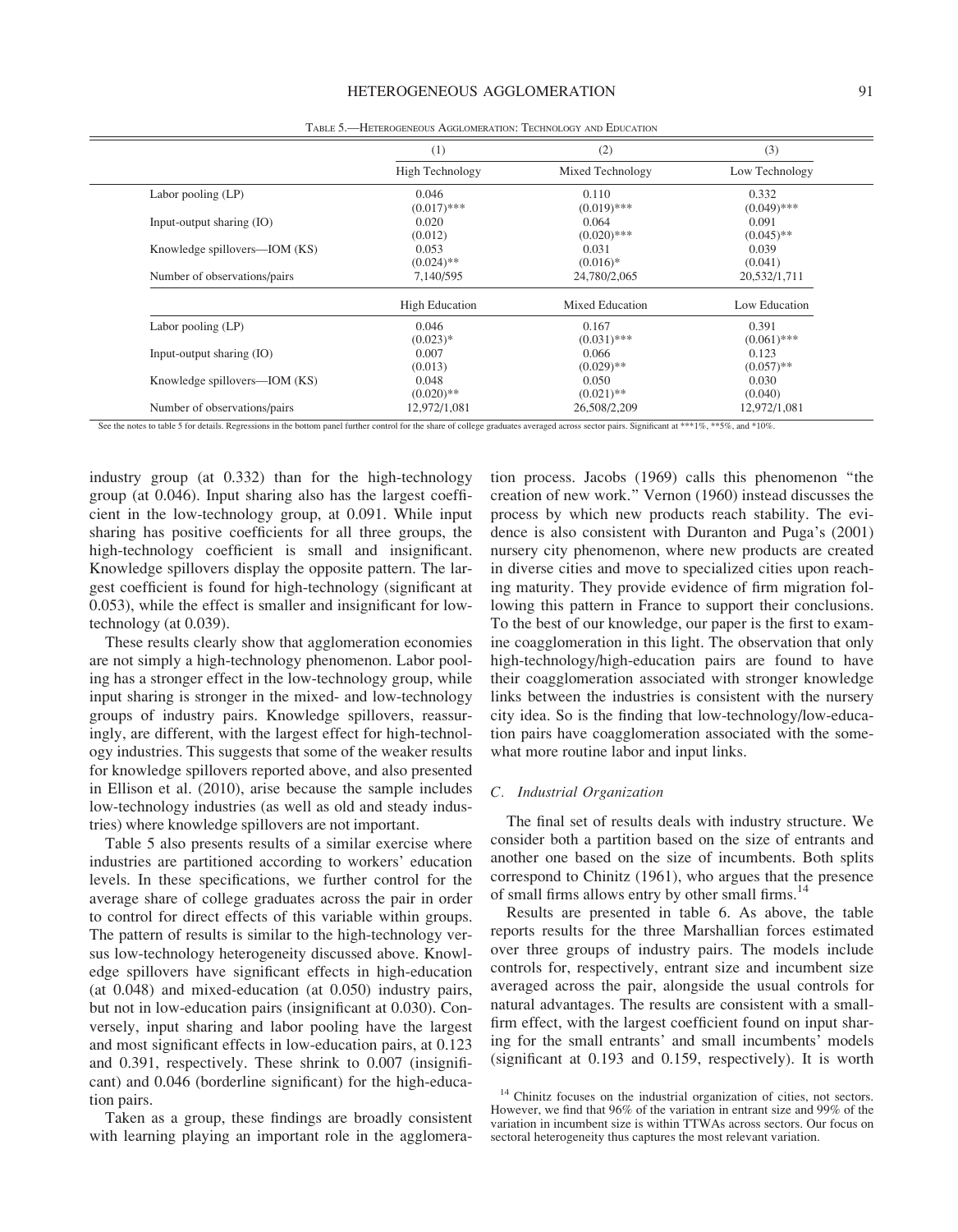TABLE 5.—HETEROGENEOUS AGGLOMERATION: TECHNOLOGY AND EDUCATION

| | (1) | (2) | (3) |
|---|---|---|---|
| | High Technology | Mixed Technology | Low Technology |
| Labor pooling (LP) | 0.046 | 0.110 | 0.332 |
| | (0.017)*** | (0.019)*** | (0.049)*** |
| Input-output sharing (IO) | 0.020 | 0.064 | 0.091 |
| | (0.012) | (0.020)*** | (0.045)** |
| Knowledge spillovers—IOM (KS) | 0.053 | 0.031 | 0.039 |
| | (0.024)** | (0.016)* | (0.041) |
| Number of observations/pairs | 7,140/595 | 24,780/2,065 | 20,532/1,711 |
| | High Education | Mixed Education | Low Education |
| Labor pooling (LP) | 0.046 | 0.167 | 0.391 |
| | (0.023)* | (0.031)*** | (0.061)*** |
| Input-output sharing (IO) | 0.007 | 0.066 | 0.123 |
| | (0.013) | (0.029)** | (0.057)** |
| Knowledge spillovers—IOM (KS) | 0.048 | 0.050 | 0.030 |
| | (0.020)** | (0.021)** | (0.040) |
| Number of observations/pairs | 12,972/1,081 | 26,508/2,209 | 12,972/1,081 |

See the notes to table 5 for details. Regressions in the bottom panel further control for the share of college graduates averaged across sector pairs. Significant at ***1%, **5%, and *10%.

industry group (at 0.332) than for the high-technology group (at 0.046). Input sharing also has the largest coefficient in the low-technology group, at 0.091. While input sharing has positive coefficients for all three groups, the high-technology coefficient is small and insignificant. Knowledge spillovers display the opposite pattern. The largest coefficient is found for high-technology (significant at 0.053), while the effect is smaller and insignificant for low-technology (at 0.039).

These results clearly show that agglomeration economies are not simply a high-technology phenomenon. Labor pooling has a stronger effect in the low-technology group, while input sharing is stronger in the mixed- and low-technology groups of industry pairs. Knowledge spillovers, reassuringly, are different, with the largest effect for high-technology industries. This suggests that some of the weaker results for knowledge spillovers reported above, and also presented in Ellison et al. (2010), arise because the sample includes low-technology industries (as well as old and steady industries) where knowledge spillovers are not important.

Table 5 also presents results of a similar exercise where industries are partitioned according to workers' education levels. In these specifications, we further control for the average share of college graduates across the pair in order to control for direct effects of this variable within groups. The pattern of results is similar to the high-technology versus low-technology heterogeneity discussed above. Knowledge spillovers have significant effects in high-education (at 0.048) and mixed-education (at 0.050) industry pairs, but not in low-education pairs (insignificant at 0.030). Conversely, input sharing and labor pooling have the largest and most significant effects in low-education pairs, at 0.123 and 0.391, respectively. These shrink to 0.007 (insignificant) and 0.046 (borderline significant) for the high-education pairs.

Taken as a group, these findings are broadly consistent with learning playing an important role in the agglomeration process. Jacobs (1969) calls this phenomenon "the creation of new work." Vernon (1960) instead discusses the process by which new products reach stability. The evidence is also consistent with Duranton and Puga's (2001) nursery city phenomenon, where new products are created in diverse cities and move to specialized cities upon reaching maturity. They provide evidence of firm migration following this pattern in France to support their conclusions. To the best of our knowledge, our paper is the first to examine coagglomeration in this light. The observation that only high-technology/high-education pairs are found to have their coagglomeration associated with stronger knowledge links between the industries is consistent with the nursery city idea. So is the finding that low-technology/low-education pairs have coagglomeration associated with the somewhat more routine labor and input links.

### C. Industrial Organization

The final set of results deals with industry structure. We consider both a partition based on the size of entrants and another one based on the size of incumbents. Both splits correspond to Chinitz (1961), who argues that the presence of small firms allows entry by other small firms.[14]

Results are presented in table 6. As above, the table reports results for the three Marshallian forces estimated over three groups of industry pairs. The models include controls for, respectively, entrant size and incumbent size averaged across the pair, alongside the usual controls for natural advantages. The results are consistent with a small-firm effect, with the largest coefficient found on input sharing for the small entrants' and small incumbents' models (significant at 0.193 and 0.159, respectively). It is worth

[14] Chinitz focuses on the industrial organization of cities, not sectors. However, we find that 96% of the variation in entrant size and 99% of the variation in incumbent size is within TTWAs across sectors. Our focus on sectoral heterogeneity thus captures the most relevant variation.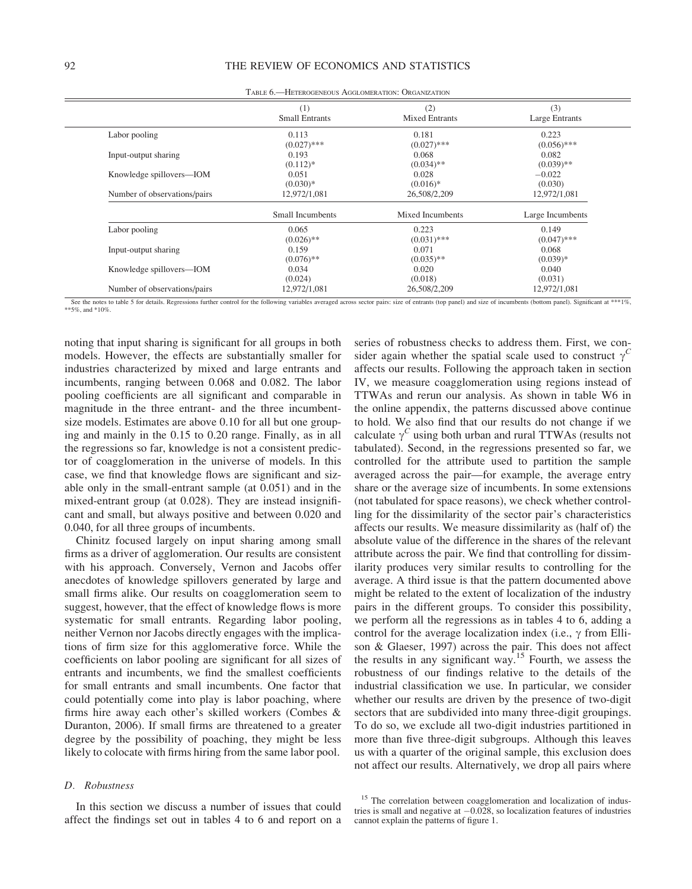TABLE 6.—HETEROGENEOUS AGGLOMERATION: ORGANIZATION

| | (1) Small Entrants | (2) Mixed Entrants | (3) Large Entrants |
|---|---|---|---|
| Labor pooling | 0.113 | 0.181 | 0.223 |
| | (0.027)*** | (0.027)*** | (0.056)*** |
| Input-output sharing | 0.193 | 0.068 | 0.082 |
| | (0.112)* | (0.034)** | (0.039)** |
| Knowledge spillovers—IOM | 0.051 | 0.028 | −0.022 |
| | (0.030)* | (0.016)* | (0.030) |
| Number of observations/pairs | 12,972/1,081 | 26,508/2,209 | 12,972/1,081 |
| | Small Incumbents | Mixed Incumbents | Large Incumbents |
| Labor pooling | 0.065 | 0.223 | 0.149 |
| | (0.026)** | (0.031)*** | (0.047)*** |
| Input-output sharing | 0.159 | 0.071 | 0.068 |
| | (0.076)** | (0.035)** | (0.039)* |
| Knowledge spillovers—IOM | 0.034 | 0.020 | 0.040 |
| | (0.024) | (0.018) | (0.031) |
| Number of observations/pairs | 12,972/1,081 | 26,508/2,209 | 12,972/1,081 |

See the notes to table 5 for details. Regressions further control for the following variables averaged across sector pairs: size of entrants (top panel) and size of incumbents (bottom panel). Significant at ***1%, **5%, and *10%.

noting that input sharing is significant for all groups in both models. However, the effects are substantially smaller for industries characterized by mixed and large entrants and incumbents, ranging between 0.068 and 0.082. The labor pooling coefficients are all significant and comparable in magnitude in the three entrant- and the three incumbent-size models. Estimates are above 0.10 for all but one grouping and mainly in the 0.15 to 0.20 range. Finally, as in all the regressions so far, knowledge is not a consistent predictor of coagglomeration in the universe of models. In this case, we find that knowledge flows are significant and sizable only in the small-entrant sample (at 0.051) and in the mixed-entrant group (at 0.028). They are instead insignificant and small, but always positive and between 0.020 and 0.040, for all three groups of incumbents.

Chinitz focused largely on input sharing among small firms as a driver of agglomeration. Our results are consistent with his approach. Conversely, Vernon and Jacobs offer anecdotes of knowledge spillovers generated by large and small firms alike. Our results on coagglomeration seem to suggest, however, that the effect of knowledge flows is more systematic for small entrants. Regarding labor pooling, neither Vernon nor Jacobs directly engages with the implications of firm size for this agglomerative force. While the coefficients on labor pooling are significant for all sizes of entrants and incumbents, we find the smallest coefficients for small entrants and small incumbents. One factor that could potentially come into play is labor poaching, where firms hire away each other's skilled workers (Combes & Duranton, 2006). If small firms are threatened to a greater degree by the possibility of poaching, they might be less likely to colocate with firms hiring from the same labor pool.

### *D. Robustness*

In this section we discuss a number of issues that could affect the findings set out in tables 4 to 6 and report on a series of robustness checks to address them. First, we consider again whether the spatial scale used to construct $\gamma^C$ affects our results. Following the approach taken in section IV, we measure coagglomeration using regions instead of TTWAs and rerun our analysis. As shown in table W6 in the online appendix, the patterns discussed above continue to hold. We also find that our results do not change if we calculate $\gamma^C$ using both urban and rural TTWAs (results not tabulated). Second, in the regressions presented so far, we controlled for the attribute used to partition the sample averaged across the pair—for example, the average entry share or the average size of incumbents. In some extensions (not tabulated for space reasons), we check whether controlling for the dissimilarity of the sector pair's characteristics affects our results. We measure dissimilarity as (half of) the absolute value of the difference in the shares of the relevant attribute across the pair. We find that controlling for dissimilarity produces very similar results to controlling for the average. A third issue is that the pattern documented above might be related to the extent of localization of the industry pairs in the different groups. To consider this possibility, we perform all the regressions as in tables 4 to 6, adding a control for the average localization index (i.e., $\gamma$ from Ellison & Glaeser, 1997) across the pair. This does not affect the results in any significant way.[15] Fourth, we assess the robustness of our findings relative to the details of the industrial classification we use. In particular, we consider whether our results are driven by the presence of two-digit sectors that are subdivided into many three-digit groupings. To do so, we exclude all two-digit industries partitioned in more than five three-digit subgroups. Although this leaves us with a quarter of the original sample, this exclusion does not affect our results. Alternatively, we drop all pairs where

[15] The correlation between coagglomeration and localization of industries is small and negative at −0.028, so localization features of industries cannot explain the patterns of figure 1.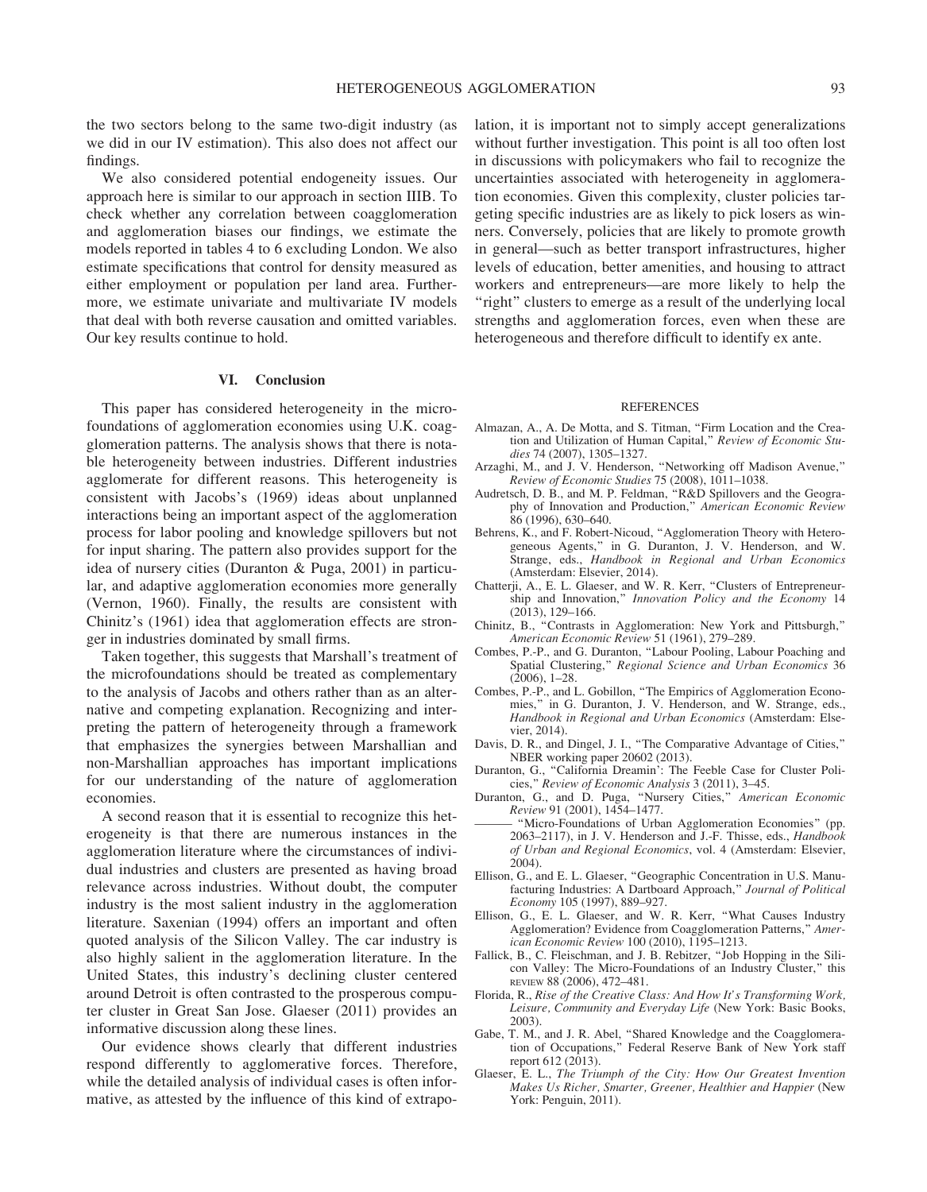the two sectors belong to the same two-digit industry (as we did in our IV estimation). This also does not affect our findings.

We also considered potential endogeneity issues. Our approach here is similar to our approach in section IIIB. To check whether any correlation between coagglomeration and agglomeration biases our findings, we estimate the models reported in tables 4 to 6 excluding London. We also estimate specifications that control for density measured as either employment or population per land area. Furthermore, we estimate univariate and multivariate IV models that deal with both reverse causation and omitted variables. Our key results continue to hold.

## VI. Conclusion

This paper has considered heterogeneity in the microfoundations of agglomeration economies using U.K. coagglomeration patterns. The analysis shows that there is notable heterogeneity between industries. Different industries agglomerate for different reasons. This heterogeneity is consistent with Jacobs's (1969) ideas about unplanned interactions being an important aspect of the agglomeration process for labor pooling and knowledge spillovers but not for input sharing. The pattern also provides support for the idea of nursery cities (Duranton & Puga, 2001) in particular, and adaptive agglomeration economies more generally (Vernon, 1960). Finally, the results are consistent with Chinitz's (1961) idea that agglomeration effects are stronger in industries dominated by small firms.

Taken together, this suggests that Marshall's treatment of the microfoundations should be treated as complementary to the analysis of Jacobs and others rather than as an alternative and competing explanation. Recognizing and interpreting the pattern of heterogeneity through a framework that emphasizes the synergies between Marshallian and non-Marshallian approaches has important implications for our understanding of the nature of agglomeration economies.

A second reason that it is essential to recognize this heterogeneity is that there are numerous instances in the agglomeration literature where the circumstances of individual industries and clusters are presented as having broad relevance across industries. Without doubt, the computer industry is the most salient industry in the agglomeration literature. Saxenian (1994) offers an important and often quoted analysis of the Silicon Valley. The car industry is also highly salient in the agglomeration literature. In the United States, this industry's declining cluster centered around Detroit is often contrasted to the prosperous computer cluster in Great San Jose. Glaeser (2011) provides an informative discussion along these lines.

Our evidence shows clearly that different industries respond differently to agglomerative forces. Therefore, while the detailed analysis of individual cases is often informative, as attested by the influence of this kind of extrapolation, it is important not to simply accept generalizations without further investigation. This point is all too often lost in discussions with policymakers who fail to recognize the uncertainties associated with heterogeneity in agglomeration economies. Given this complexity, cluster policies targeting specific industries are as likely to pick losers as winners. Conversely, policies that are likely to promote growth in general—such as better transport infrastructures, higher levels of education, better amenities, and housing to attract workers and entrepreneurs—are more likely to help the "right" clusters to emerge as a result of the underlying local strengths and agglomeration forces, even when these are heterogeneous and therefore difficult to identify ex ante.

## REFERENCES

Almazan, A., A. De Motta, and S. Titman, "Firm Location and the Creation and Utilization of Human Capital," *Review of Economic Studies* 74 (2007), 1305–1327.

Arzaghi, M., and J. V. Henderson, "Networking off Madison Avenue," *Review of Economic Studies* 75 (2008), 1011–1038.

Audretsch, D. B., and M. P. Feldman, "R&D Spillovers and the Geography of Innovation and Production," *American Economic Review* 86 (1996), 630–640.

Behrens, K., and F. Robert-Nicoud, "Agglomeration Theory with Heterogeneous Agents," in G. Duranton, J. V. Henderson, and W. Strange, eds., *Handbook in Regional and Urban Economics* (Amsterdam: Elsevier, 2014).

Chatterji, A., E. L. Glaeser, and W. R. Kerr, "Clusters of Entrepreneurship and Innovation," *Innovation Policy and the Economy* 14 (2013), 129–166.

Chinitz, B., "Contrasts in Agglomeration: New York and Pittsburgh," *American Economic Review* 51 (1961), 279–289.

Combes, P.-P., and G. Duranton, "Labour Pooling, Labour Poaching and Spatial Clustering," *Regional Science and Urban Economics* 36 (2006), 1–28.

Combes, P.-P., and L. Gobillon, "The Empirics of Agglomeration Economies," in G. Duranton, J. V. Henderson, and W. Strange, eds., *Handbook in Regional and Urban Economics* (Amsterdam: Elsevier, 2014).

Davis, D. R., and Dingel, J. I., "The Comparative Advantage of Cities," NBER working paper 20602 (2013).

Duranton, G., "California Dreamin': The Feeble Case for Cluster Policies," *Review of Economic Analysis* 3 (2011), 3–45.

Duranton, G., and D. Puga, "Nursery Cities," *American Economic Review* 91 (2001), 1454–1477.

——— "Micro-Foundations of Urban Agglomeration Economies" (pp. 2063–2117), in J. V. Henderson and J.-F. Thisse, eds., *Handbook of Urban and Regional Economics*, vol. 4 (Amsterdam: Elsevier, 2004).

Ellison, G., and E. L. Glaeser, "Geographic Concentration in U.S. Manufacturing Industries: A Dartboard Approach," *Journal of Political Economy* 105 (1997), 889–927.

Ellison, G., E. L. Glaeser, and W. R. Kerr, "What Causes Industry Agglomeration? Evidence from Coagglomeration Patterns," *American Economic Review* 100 (2010), 1195–1213.

Fallick, B., C. Fleischman, and J. B. Rebitzer, "Job Hopping in the Silicon Valley: The Micro-Foundations of an Industry Cluster," this REVIEW 88 (2006), 472–481.

Florida, R., *Rise of the Creative Class: And How It's Transforming Work, Leisure, Community and Everyday Life* (New York: Basic Books, 2003).

Gabe, T. M., and J. R. Abel, "Shared Knowledge and the Coagglomeration of Occupations," Federal Reserve Bank of New York staff report 612 (2013).

Glaeser, E. L., *The Triumph of the City: How Our Greatest Invention Makes Us Richer, Smarter, Greener, Healthier and Happier* (New York: Penguin, 2011).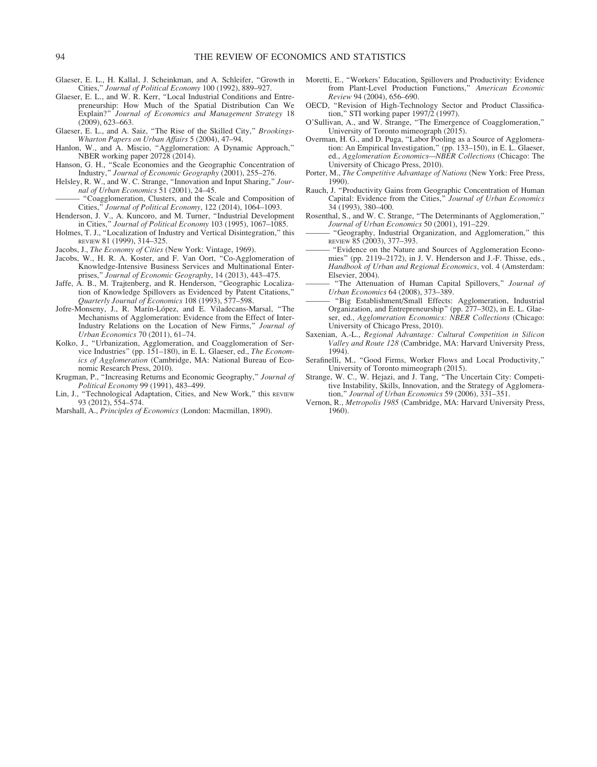Glaeser, E. L., H. Kallal, J. Scheinkman, and A. Schleifer, "Growth in Cities," *Journal of Political Economy* 100 (1992), 889–927.

Glaeser, E. L., and W. R. Kerr, "Local Industrial Conditions and Entrepreneurship: How Much of the Spatial Distribution Can We Explain?" *Journal of Economics and Management Strategy* 18 (2009), 623–663.

Glaeser, E. L., and A. Saiz, "The Rise of the Skilled City," *Brookings-Wharton Papers on Urban Affairs* 5 (2004), 47–94.

Hanlon, W., and A. Miscio, "Agglomeration: A Dynamic Approach," NBER working paper 20728 (2014).

Hanson, G. H., "Scale Economies and the Geographic Concentration of Industry," *Journal of Economic Geography* (2001), 255–276.

Helsley, R. W., and W. C. Strange, "Innovation and Input Sharing," *Journal of Urban Economics* 51 (2001), 24–45.

——— "Coagglomeration, Clusters, and the Scale and Composition of Cities," *Journal of Political Economy*, 122 (2014), 1064–1093.

Henderson, J. V., A. Kuncoro, and M. Turner, "Industrial Development in Cities," *Journal of Political Economy* 103 (1995), 1067–1085.

Holmes, T. J., "Localization of Industry and Vertical Disintegration," this REVIEW 81 (1999), 314–325.

Jacobs, J., *The Economy of Cities* (New York: Vintage, 1969).

Jacobs, W., H. R. A. Koster, and F. Van Oort, "Co-Agglomeration of Knowledge-Intensive Business Services and Multinational Enterprises," *Journal of Economic Geography*, 14 (2013), 443–475.

Jaffe, A. B., M. Trajtenberg, and R. Henderson, "Geographic Localization of Knowledge Spillovers as Evidenced by Patent Citations," *Quarterly Journal of Economics* 108 (1993), 577–598.

Jofre-Monseny, J., R. Marín-López, and E. Viladecans-Marsal, "The Mechanisms of Agglomeration: Evidence from the Effect of Inter-Industry Relations on the Location of New Firms," *Journal of Urban Economics* 70 (2011), 61–74.

Kolko, J., "Urbanization, Agglomeration, and Coagglomeration of Service Industries" (pp. 151–180), in E. L. Glaeser, ed., *The Economics of Agglomeration* (Cambridge, MA: National Bureau of Economic Research Press, 2010).

Krugman, P., "Increasing Returns and Economic Geography," *Journal of Political Economy* 99 (1991), 483–499.

Lin, J., "Technological Adaptation, Cities, and New Work," this REVIEW 93 (2012), 554–574.

Marshall, A., *Principles of Economics* (London: Macmillan, 1890).

Moretti, E., "Workers' Education, Spillovers and Productivity: Evidence from Plant-Level Production Functions," *American Economic Review* 94 (2004), 656–690.

OECD, "Revision of High-Technology Sector and Product Classification," STI working paper 1997/2 (1997).

O'Sullivan, A., and W. Strange, "The Emergence of Coagglomeration," University of Toronto mimeograph (2015).

Overman, H. G., and D. Puga, "Labor Pooling as a Source of Agglomeration: An Empirical Investigation," (pp. 133–150), in E. L. Glaeser, ed., *Agglomeration Economics—NBER Collections* (Chicago: The University of Chicago Press, 2010).

Porter, M., *The Competitive Advantage of Nations* (New York: Free Press, 1990).

Rauch, J. "Productivity Gains from Geographic Concentration of Human Capital: Evidence from the Cities," *Journal of Urban Economics* 34 (1993), 380–400.

Rosenthal, S., and W. C. Strange, "The Determinants of Agglomeration," *Journal of Urban Economics* 50 (2001), 191–229.

——— "Geography, Industrial Organization, and Agglomeration," this REVIEW 85 (2003), 377–393.

——— "Evidence on the Nature and Sources of Agglomeration Economies" (pp. 2119–2172), in J. V. Henderson and J.-F. Thisse, eds., *Handbook of Urban and Regional Economics*, vol. 4 (Amsterdam: Elsevier, 2004).

——— "The Attenuation of Human Capital Spillovers," *Journal of Urban Economics* 64 (2008), 373–389.

——— "Big Establishment/Small Effects: Agglomeration, Industrial Organization, and Entrepreneurship" (pp. 277–302), in E. L. Glaeser, ed., *Agglomeration Economics: NBER Collections* (Chicago: University of Chicago Press, 2010).

Saxenian, A.-L., *Regional Advantage: Cultural Competition in Silicon Valley and Route 128* (Cambridge, MA: Harvard University Press, 1994).

Serafinelli, M., "Good Firms, Worker Flows and Local Productivity," University of Toronto mimeograph (2015).

Strange, W. C., W. Hejazi, and J. Tang, "The Uncertain City: Competitive Instability, Skills, Innovation, and the Strategy of Agglomeration," *Journal of Urban Economics* 59 (2006), 331–351.

Vernon, R., *Metropolis 1985* (Cambridge, MA: Harvard University Press, 1960).